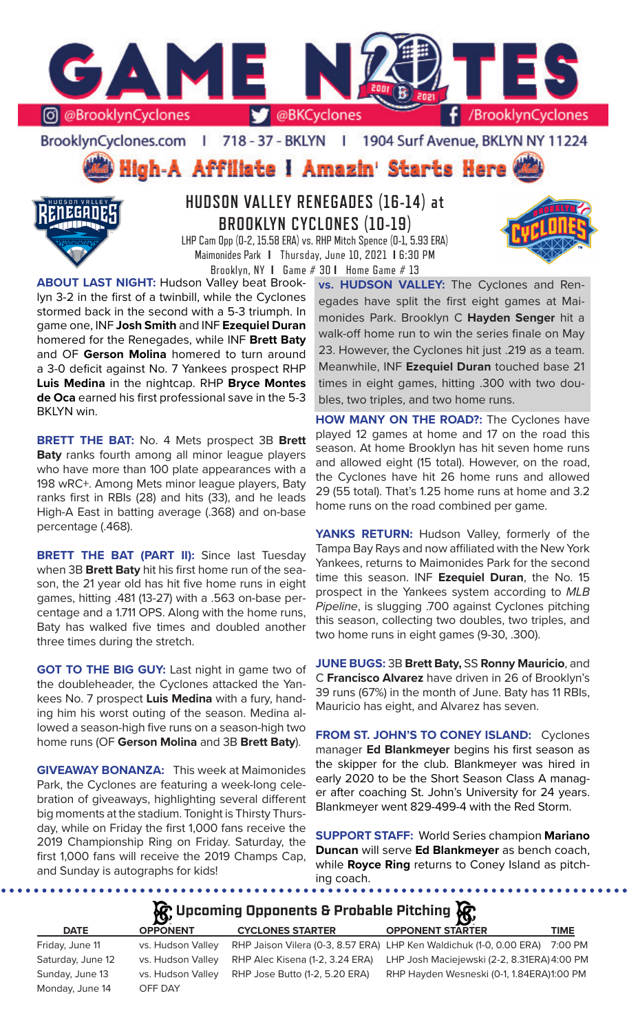# GAME NOTES

@BrooklynCyclones | @BKCyclones | /BrooklynCyclones

BrooklynCyclones.com | 718 - 37 - BKLYN | 1904 Surf Avenue, BKLYN NY 11224

**High-A Affiliate | Amazin' Starts Here**

## HUDSON VALLEY RENEGADES (16-14) at BROOKLYN CYCLONES (10-19)

LHP Cam Opp (0-2, 15.58 ERA) vs. RHP Mitch Spence (0-1, 5.93 ERA)
Maimonides Park | Thursday, June 10, 2021 | 6:30 PM
Brooklyn, NY | Game # 30 | Home Game # 13

**ABOUT LAST NIGHT:** Hudson Valley beat Brooklyn 3-2 in the first of a twinbill, while the Cyclones stormed back in the second with a 5-3 triumph. In game one, INF **Josh Smith** and INF **Ezequiel Duran** homered for the Renegades, while INF **Brett Baty** and OF **Gerson Molina** homered to turn around a 3-0 deficit against No. 7 Yankees prospect RHP **Luis Medina** in the nightcap. RHP **Bryce Montes de Oca** earned his first professional save in the 5-3 BKLYN win.

**BRETT THE BAT:** No. 4 Mets prospect 3B **Brett Baty** ranks fourth among all minor league players who have more than 100 plate appearances with a 198 wRC+. Among Mets minor league players, Baty ranks first in RBIs (28) and hits (33), and he leads High-A East in batting average (.368) and on-base percentage (.468).

**BRETT THE BAT (PART II):** Since last Tuesday when 3B **Brett Baty** hit his first home run of the season, the 21 year old has hit five home runs in eight games, hitting .481 (13-27) with a .563 on-base percentage and a 1.711 OPS. Along with the home runs, Baty has walked five times and doubled another three times during the stretch.

**GOT TO THE BIG GUY:** Last night in game two of the doubleheader, the Cyclones attacked the Yankees No. 7 prospect **Luis Medina** with a fury, handing him his worst outing of the season. Medina allowed a season-high five runs on a season-high two home runs (OF **Gerson Molina** and 3B **Brett Baty**).

**GIVEAWAY BONANZA:** This week at Maimonides Park, the Cyclones are featuring a week-long celebration of giveaways, highlighting several different big moments at the stadium. Tonight is Thirsty Thursday, while on Friday the first 1,000 fans receive the 2019 Championship Ring on Friday. Saturday, the first 1,000 fans will receive the 2019 Champs Cap, and Sunday is autographs for kids!

**vs. HUDSON VALLEY:** The Cyclones and Renegades have split the first eight games at Maimonides Park. Brooklyn C **Hayden Senger** hit a walk-off home run to win the series finale on May 23. However, the Cyclones hit just .219 as a team. Meanwhile, INF **Ezequiel Duran** touched base 21 times in eight games, hitting .300 with two doubles, two triples, and two home runs.

**HOW MANY ON THE ROAD?:** The Cyclones have played 12 games at home and 17 on the road this season. At home Brooklyn has hit seven home runs and allowed eight (15 total). However, on the road, the Cyclones have hit 26 home runs and allowed 29 (55 total). That's 1.25 home runs at home and 3.2 home runs on the road combined per game.

**YANKS RETURN:** Hudson Valley, formerly of the Tampa Bay Rays and now affiliated with the New York Yankees, returns to Maimonides Park for the second time this season. INF **Ezequiel Duran**, the No. 15 prospect in the Yankees system according to *MLB Pipeline*, is slugging .700 against Cyclones pitching this season, collecting two doubles, two triples, and two home runs in eight games (9-30, .300).

**JUNE BUGS:** 3B **Brett Baty,** SS **Ronny Mauricio**, and C **Francisco Alvarez** have driven in 26 of Brooklyn's 39 runs (67%) in the month of June. Baty has 11 RBIs, Mauricio has eight, and Alvarez has seven.

**FROM ST. JOHN'S TO CONEY ISLAND:** Cyclones manager **Ed Blankmeyer** begins his first season as the skipper for the club. Blankmeyer was hired in early 2020 to be the Short Season Class A manager after coaching St. John's University for 24 years. Blankmeyer went 829-499-4 with the Red Storm.

**SUPPORT STAFF:** World Series champion **Mariano Duncan** will serve **Ed Blankmeyer** as bench coach, while **Royce Ring** returns to Coney Island as pitching coach.

## Upcoming Opponents & Probable Pitching

| DATE | OPPONENT | CYCLONES STARTER | OPPONENT STARTER | TIME |
|---|---|---|---|---|
| Friday, June 11 | vs. Hudson Valley | RHP Jaison Vilera (0-3, 8.57 ERA) | LHP Ken Waldichuk (1-0, 0.00 ERA) | 7:00 PM |
| Saturday, June 12 | vs. Hudson Valley | RHP Alec Kisena (1-2, 3.24 ERA) | LHP Josh Maciejewski (2-2, 8.31ERA) | 4:00 PM |
| Sunday, June 13 | vs. Hudson Valley | RHP Jose Butto (1-2, 5.20 ERA) | RHP Hayden Wesneski (0-1, 1.84ERA) | 1:00 PM |
| Monday, June 14 | OFF DAY | | | |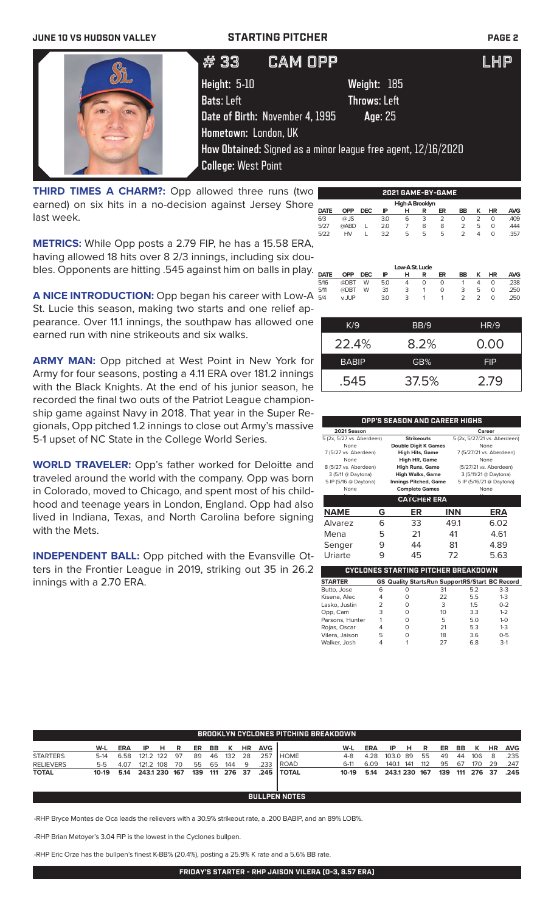JUNE 10 VS HUDSON VALLEY — STARTING PITCHER

# # 33 CAM OPP — LHP

**Height:** 5-10 **Weight:** 185
**Bats:** Left **Throws:** Left
**Date of Birth:** November 4, 1995 **Age:** 25
**Hometown:** London, UK
**How Obtained:** Signed as a minor league free agent, 12/16/2020
**College:** West Point

**THIRD TIMES A CHARM?:** Opp allowed three runs (two earned) on six hits in a no-decision against Jersey Shore last week.

**METRICS:** While Opp posts a 2.79 FIP, he has a 15.58 ERA, having allowed 18 hits over 8 2/3 innings, including six doubles. Opponents are hitting .545 against him on balls in play.

**A NICE INTRODUCTION:** Opp began his career with Low-A St. Lucie this season, making two starts and one relief appearance. Over 11.1 innings, the southpaw has allowed one earned run with nine strikeouts and six walks.

**ARMY MAN:** Opp pitched at West Point in New York for Army for four seasons, posting a 4.11 ERA over 181.2 innings with the Black Knights. At the end of his junior season, he recorded the final two outs of the Patriot League championship game against Navy in 2018. That year in the Super Regionals, Opp pitched 1.2 innings to close out Army's massive 5-1 upset of NC State in the College World Series.

**WORLD TRAVELER:** Opp's father worked for Deloitte and traveled around the world with the company. Opp was born in Colorado, moved to Chicago, and spent most of his childhood and teenage years in London, England. Opp had also lived in Indiana, Texas, and North Carolina before signing with the Mets.

**INDEPENDENT BALL:** Opp pitched with the Evansville Otters in the Frontier League in 2019, striking out 35 in 26.2 innings with a 2.70 ERA.

## 2021 GAME-BY-GAME

**High-A Brooklyn**

| DATE | OPP | DEC | IP | H | R | ER | BB | K | HR | AVG |
|---|---|---|---|---|---|---|---|---|---|---|
| 6/3 | @ JS | | 3.0 | 6 | 3 | 2 | 0 | 2 | 0 | .409 |
| 5/27 | @ABD | L | 2.0 | 7 | 8 | 8 | 2 | 5 | 0 | .444 |
| 5/22 | HV | L | 3.2 | 5 | 5 | 5 | 2 | 4 | 0 | .357 |

**Low-A St. Lucie**

| DATE | OPP | DEC | IP | H | R | ER | BB | K | HR | AVG |
|---|---|---|---|---|---|---|---|---|---|---|
| 5/16 | @DBT | W | 5.0 | 4 | 0 | 0 | 1 | 4 | 0 | .238 |
| 5/11 | @DBT | W | 3.1 | 3 | 1 | 0 | 3 | 5 | 0 | .250 |
| 5/4 | v. JUP | | 3.0 | 3 | 1 | 1 | 2 | 2 | 0 | .250 |

| K/9 | BB/9 | HR/9 |
|---|---|---|
| 22.4% | 8.2% | 0.00 |
| **BABIP** | **GB%** | **FIP** |
| .545 | 37.5% | 2.79 |

## OPP'S SEASON AND CAREER HIGHS

| 2021 Season | | Career |
|---|---|---|
| 5 (2x, 5/27 vs. Aberdeen) | Strikeouts | 5 (2x, 5/27/21 vs. Aberdeen) |
| None | Double Digit K Games | None |
| 7 (5/27 vs. Aberdeen) | High Hits, Game | 7 (5/27/21 vs. Aberdeen) |
| None | High HR, Game | None |
| 8 (5/27 vs. Aberdeen) | High Runs, Game | (5/27/21 vs. Aberdeen) |
| 3 (5/11 @ Daytona) | High Walks, Game | 3 (5/11/21 @ Daytona) |
| 5 IP (5/16 @ Daytona) | Innings Pitched, Game | 5 IP (5/16/21 @ Daytona) |
| None | Complete Games | None |

## CATCHER ERA

| NAME | G | ER | INN | ERA |
|---|---|---|---|---|
| Alvarez | 6 | 33 | 49.1 | 6.02 |
| Mena | 5 | 21 | 41 | 4.61 |
| Senger | 9 | 44 | 81 | 4.89 |
| Uriarte | 9 | 45 | 72 | 5.63 |

## CYCLONES STARTING PITCHER BREAKDOWN

| STARTER | GS | Quality Starts | Run Support | RS/Start | BC Record |
|---|---|---|---|---|---|
| Butto, Jose | 6 | 0 | 31 | 5.2 | 3-3 |
| Kisena, Alec | 4 | 0 | 22 | 5.5 | 1-3 |
| Lasko, Justin | 2 | 0 | 3 | 1.5 | 0-2 |
| Opp, Cam | 3 | 0 | 10 | 3.3 | 1-2 |
| Parsons, Hunter | 1 | 0 | 5 | 5.0 | 1-0 |
| Rojas, Oscar | 4 | 0 | 21 | 5.3 | 1-3 |
| Vilera, Jaison | 5 | 0 | 18 | 3.6 | 0-5 |
| Walker, Josh | 4 | 1 | 27 | 6.8 | 3-1 |

## BROOKLYN CYCLONES PITCHING BREAKDOWN

| | W-L | ERA | IP | H | R | ER | BB | K | HR | AVG |
|---|---|---|---|---|---|---|---|---|---|---|
| STARTERS | 5-14 | 6.58 | 121.2 | 122 | 97 | 89 | 46 | 132 | 28 | .257 |
| RELIEVERS | 5-5 | 4.07 | 121.2 | 108 | 70 | 55 | 65 | 144 | 9 | .233 |
| TOTAL | 10-19 | 5.14 | 243.1 | 230 | 167 | 139 | 111 | 276 | 37 | .245 |

| | W-L | ERA | IP | H | R | ER | BB | K | HR | AVG |
|---|---|---|---|---|---|---|---|---|---|---|
| HOME | 4-8 | 4.28 | 103.0 | 89 | 55 | 49 | 44 | 106 | 8 | .235 |
| ROAD | 6-11 | 6.09 | 140.1 | 141 | 112 | 95 | 67 | 170 | 29 | .247 |
| TOTAL | 10-19 | 5.14 | 243.1 | 230 | 167 | 139 | 111 | 276 | 37 | .245 |

## BULLPEN NOTES

-RHP Bryce Montes de Oca leads the relievers with a 30.9% strikeout rate, a .200 BABIP, and an 89% LOB%.

-RHP Brian Metoyer's 3.04 FIP is the lowest in the Cyclones bullpen.

-RHP Eric Orze has the bullpen's finest K-BB% (20.4%), posting a 25.9% K rate and a 5.6% BB rate.

**FRIDAY'S STARTER - RHP JAISON VILERA (0-3, 8.57 ERA)**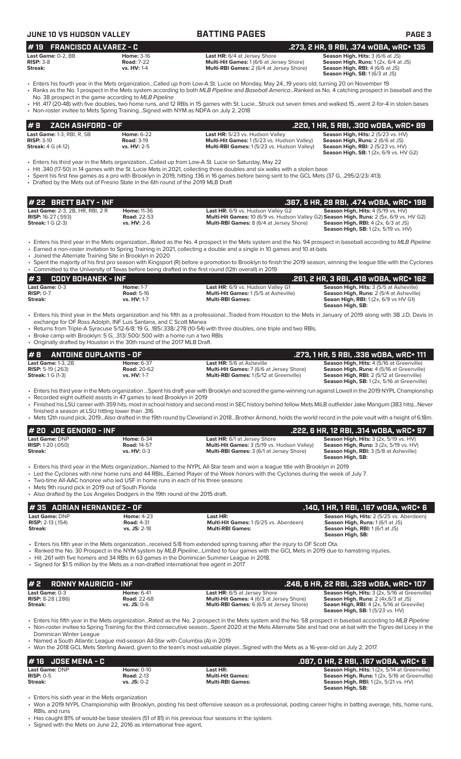**JUNE 10 VS HUDSON VALLEY** — **BATTING PAGES**

## # 19 FRANCISCO ALVAREZ - C — .273, 2 HR, 9 RBI, .374 wOBA, wRC+ 135

| | | | |
|---|---|---|---|
| **Last Game:** 0-2, BB | **Home:** 3-16 | **Last HR:** 6/4 at Jersey Shore | **Season High, Hits:** 3 (6/6 at JS) |
| **RISP:** 3-8 | **Road:** 7-22 | **Multi-Hit Games:** 1 (6/6 at Jersey Shore) | **Season High, Runs:** 1 (2x, 6/4 at JS) |
| **Streak:** | **vs. HV:** 1-4 | **Multi-RBI Games:** 2 (6/4 at Jersey Shore) | **Season High, RBI:** 4 (6/6 at JS) |
| | | | **Season High, SB:** 1 (6/3 at JS) |

- Enters his fourth year in the Mets organization...Called up from Low-A St. Lucie on Monday, May 24...19 years old, turning 20 on November 19
- Ranks as the No. 1 prospect in the Mets system according to both *MLB Pipeline* and *Baseball America*...Ranked as No. 4 catching prospect in baseball and the No. 38 prospect in the game according to *MLB Pipeline*
- Hit .417 (20-48) with five doubles, two home runs, and 12 RBIs in 15 games with St. Lucie...Struck out seven times and walked 15...went 2-for-4 in stolen bases
- Non-roster invitee to Mets Spring Training...Signed with NYM as NDFA on July 2, 2018

## # 9 ZACH ASHFORD - OF — .220, 1 HR, 5 RBI, .300 wOBA, wRC+ 89

| | | | |
|---|---|---|---|
| **Last Game:** 1-3, RBI, R, SB | **Home:** 6-22 | **Last HR:** 5/23 vs. Hudson Valley | **Season High, Hits:** 2 (5/23 vs. HV) |
| **RISP:** 3-10 | **Road:** 3-19 | **Multi-Hit Games:** 1 (5/23 vs. Hudson Valley) | **Season High, Runs:** 2 (6/6 at JS) |
| **Streak:** 4 G (4-12) | **vs. HV:** 2-5 | **Multi-RBI Games:** 1 (5/23 vs. Hudson Valley) | **Season High, RBI:** 2 (5/23 vs. HV) |
| | | | **Season High, SB:** 1 (2x, 6/9 vs. HV G2) |

- Enters his third year in the Mets organization...Called up from Low-A St. Lucie on Saturday, May 22
- Hit .340 (17-50) in 14 games with the St. Lucie Mets in 2021, collecting three doubles and six walks with a stolen base
- Spent his first few games as a pro with Brooklyn in 2019, hitting .136 in 16 games before being sent to the GCL Mets (37 G, .295/2/23/.413)
- Drafted by the Mets out of Fresno State in the 6th round of the 2019 MLB Draft

## # 22 BRETT BATY - INF — .367, 5 HR, 28 RBI, .474 wOBA, wRC+ 198

| | | | |
|---|---|---|---|
| **Last Game:** 2-3, 2B, HR, RBI, 2 R | **Home:** 11-36 | **Last HR:** 6/9 vs. Hudson Valley G2 | **Season High, Hits:** 4 (5/19 vs. HV) |
| **RISP:** 16-27 (.593) | **Road:** 22-53 | **Multi-Hit Games:** 10 (6/9 vs. Hudson Valley G2) | **Season High, Runs:** 2 (5x, 6/9 vs. HV G2) |
| **Streak:** 1 G (2-3) | **vs. HV:** 2-6 | **Multi-RBI Games:** 8 (6/4 at Jersey Shore) | **Season High, RBI:** 4 (2x, 6/3 at JS) |
| | | | **Season High, SB:** 1 (2x, 5/19 vs. HV) |

- Enters his third year in the Mets organization...Rated as the No. 4 prospect in the Mets system and the No. 94 prospect in baseball according to *MLB Pipeline*
- Earned a non-roster invitation to Spring Training in 2021, collecting a double and a single in 10 games and 10 at-bats
- Joined the Alternate Training Site in Brooklyn in 2020
- Spent the majority of his first pro season with Kingsport (R) before a promotion to Brooklyn to finish the 2019 season, winning the league title with the Cyclones
- Committed to the University of Texas before being drafted in the first round (12th overall) in 2019

## # 3 CODY BOHANEK - INF — .261, 2 HR, 3 RBI, .418 wOBA, wRC+ 162

| | | | |
|---|---|---|---|
| **Last Game:** 0-3 | **Home:** 1-7 | **Last HR:** 6/9 vs. Hudson Valley G1 | **Season High, Hits:** 3 (5/5 at Asheville) |
| **RISP:** 0-7 | **Road:** 5-16 | **Multi-Hit Games:** 1 (5/5 at Asheville) | **Season High, Runs:** 2 (5/4 at Asheville) |
| **Streak:** | **vs. HV:** 1-7 | **Multi-RBI Games:** | **Seaon High, RBI:** 1 (2x, 6/9 vs HV G1) |
| | | | **Season High, SB:** |

- Enters his third year in the Mets organization and his fifth as a professional...Traded from Houston to the Mets in January of 2019 along with 3B J.D. Davis in exchange for OF Ross Adolph, INF Luis Santana, and C Scott Manea
- Returns from Triple-A Syracuse 5/12-6/8: 19 G, .185/.338/.278 (10-54) with three doubles, one triple and two RBIs.
- Broke camp with Brooklyn: 5 G, .313/.500/.500 with a home run a two RBIs
- Originally drafted by Houston in the 30th round of the 2017 MLB Draft.

## # 8 ANTOINE DUPLANTIS - OF — .273, 1 HR, 5 RBI, .336 wOBA, wRC+ 111

| | | | |
|---|---|---|---|
| **Last Game:** 1-3, 2B | **Home:** 6-37 | **Last HR:** 5/6 at Asheville | **Season High, Hits:** 4 (5/16 at Greenville) |
| **RISP:** 5-19 (.263) | **Road:** 20-62 | **Multi-Hit Games:** 7 (6/6 at Jersey Shore) | **Season High, Runs:** 4 (5/16 at Greenville) |
| **Streak:** 1 G (1-3) | **vs. HV:** 1-7 | **Multi-RBI Games:** 1 (5/12 at Greenville) | **Season High, RBI:** 2 (5/12 at Greenville) |
| | | | **Season High, SB:** 1 (2x, 5/16 at Greenville) |

- Enters his third year in the Mets organization ...Spent his draft year with Brooklyn and scored the game-winning run against Lowell in the 2019 NYPL Championship
- Recorded eight outfield assists in 47 games to lead Brooklyn in 2019
- Finished his LSU career with 359 hits, most in school history and second-most in SEC history behind fellow Mets MiLB outfielder Jake Mangum (383 hits)...Never finished a season at LSU hitting lower than .316
- Mets 12th round pick, 2019...Also drafted in the 19th round by Cleveland in 2018...Brother Armond, holds the world record in the pole vault with a height of 6.18m.

## # 20 JOE GENORD - INF — .222, 6 HR, 12 RBI, .314 wOBA, wRC+ 97

| | | | |
|---|---|---|---|
| **Last Game:** DNP | **Home:** 6-34 | **Last HR:** 6/1 at Jersey Shore | **Season High, Hits:** 3 (2x, 5/19 vs. HV) |
| **RISP:** 1-20 (.050) | **Road:** 14-57 | **Multi-Hit Games:** 3 (5/19 vs. Hudson Valley) | **Season High, Runs:** 3 (2x, 5/19 vs. HV) |
| **Streak:** | **vs. HV:** 0-3 | **Multi-RBI Games:** 3 (6/1 at Jersey Shore) | **Season High, RBI:** 3 (5/8 at Asheville) |
| | | | **Season High, SB:** |

- Enters his third year in the Mets organization...Named to the NYPL All-Star team and won a league title with Brooklyn in 2019
- Led the Cyclones with nine home runs and 44 RBIs...Earned Player of the Week honors with the Cyclones during the week of July 7.
- Two-time All-AAC honoree who led USF in home runs in each of his three seasons
- Mets 9th round pick in 2019 out of South Florida
- Also drafted by the Los Angeles Dodgers in the 19th round of the 2015 draft.

## # 35 ADRIAN HERNANDEZ - OF — .140, 1 HR, 1 RBI, .167 wOBA, wRC+ 6

| | | | |
|---|---|---|---|
| **Last Game:** DNP | **Home:** 4-23 | **Last HR:** | **Season High, Hits:** 2 (5/25 vs. Aberdeen) |
| **RISP:** 2-13 (.154) | **Road:** 4-31 | **Multi-Hit Games:** 1 (5/25 vs. Aberdeen) | **Season High, Runs:** 1 (6/1 at JS) |
| **Streak:** | **vs. JS:** 2-18 | **Multi-RBI Games:** | **Season High, RBI:** 1 (6/1 at JS) |
| | | | **Season High, SB:** |

- Enters his fifth year in the Mets organization...received 5/8 from extended spring training after the injury to OF Scott Ota.
- Ranked the No. 30 Prospect in the NYM system by *MLB Pipeline*...Limited to four games with the GCL Mets in 2019 due to hamstring injuries.
- Hit .261 with five homers and 34 RBIs in 63 games in the Dominican Summer League in 2018.
- Signed for $1.5 million by the Mets as a non-drafted international free agent in 2017

## # 2 RONNY MAURICIO - INF — .248, 6 HR, 22 RBI, .329 wOBA, wRC+ 107

| | | | |
|---|---|---|---|
| **Last Game:** 0-3 | **Home:** 6-41 | **Last HR:** 6/5 at Jersey Shore | **Season High, Hits:** 3 (2x, 5/16 at Greenville) |
| **RISP:** 8-28 (.286) | **Road:** 22-68 | **Multi-Hit Games:** 4 (6/3 at Jersey Shore) | **Season High, Runs:** 2 (4x,6/3 at JS) |
| **Streak:** | **vs. JS:** 0-6 | **Multi-RBI Games:** 6 (6/5 at Jersey Shore) | **Seaon High, RBI:** 4 (2x, 5/16 at Greeville) |
| | | | **Season High, SB:** 1 (5/23 vs. HV) |

- Enters his fifth year in the Mets organization...Rated as the No. 2 prospect in the Mets system and the No. 58 prospect in baseball according to *MLB Pipeline*
- Non-roster invitee to Spring Training for the third consecutive season...Spent 2020 at the Mets Alternate Site and had one at-bat with the Tigres del Licey in the Dominican Winter League
- Named a South Atlantic League mid-season All-Star with Columbia (A) in 2019
- Won the 2018 GCL Mets Sterling Award, given to the team's most valuable player...Signed with the Mets as a 16-year-old on July 2, 2017.

## # 16 JOSE MENA - C — .087, 0 HR, 2 RBI, .167 wOBA, wRC+ 6

| | | | |
|---|---|---|---|
| **Last Game:** DNP | **Home:** 0-10 | **Last HR:** | **Season High, Hits:** 1 (2x, 5/14 at Greenville) |
| **RISP:** 0-5 | **Road:** 2-13 | **Multi-Hit Games:** | **Season High, Runs:** 1 (2x, 5/16 at Greenville) |
| **Streak:** | **vs. JS:** 0-2 | **Multi-RBI Games:** | **Season High, RBI:** 1 (2x, 5/21 vs. HV) |
| | | | **Season High, SB:** |

- Enters his sixth year in the Mets organization
- Won a 2019 NYPL Championship with Brooklyn, posting his best offensive season as a professional, posting career highs in batting average, hits, home runs, RBIs, and runs
- Has caught 81% of would-be base stealers (51 of 81) in his previous four seasons in the system.
- Signed with the Mets on June 22, 2016 as international free agent.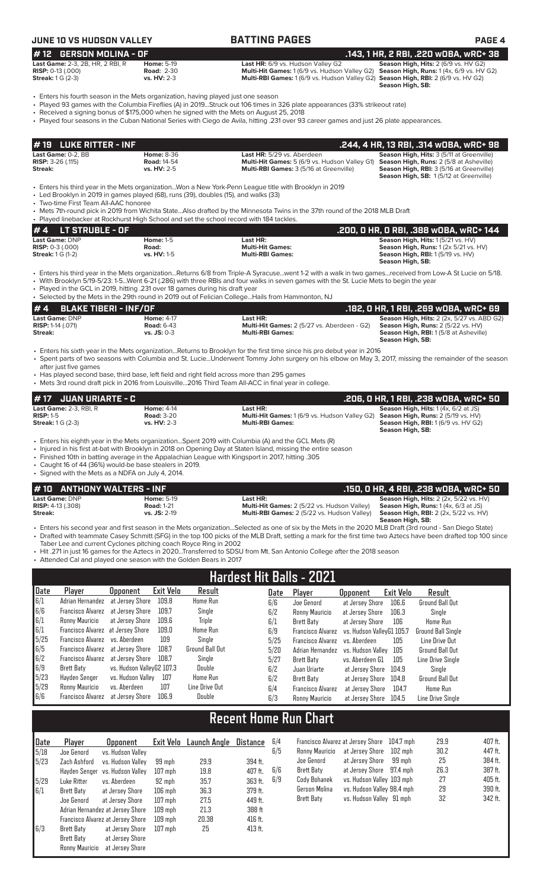## JUNE 10 VS HUDSON VALLEY — BATTING PAGES

### # 12 GERSON MOLINA - OF — .143, 1 HR, 2 RBI, .220 wOBA, wRC+ 38

**Last Game:** 2-3, 2B, HR, 2 RBI, R | **Home:** 5-19 | **Last HR:** 6/9 vs. Hudson Valley G2 | **Season High, Hits:** 2 (6/9 vs. HV G2)
**RISP:** 0-13 (.000) | **Road:** 2-30 | **Multi-Hit Games:** 1 (6/9 vs. Hudson Valley G2) | **Season High, Runs:** 1 (4x, 6/9 vs. HV G2)
**Streak:** 1 G (2-3) | **vs. HV:** 2-3 | **Multi-RBI Games:** 1 (6/9 vs. Hudson Valley G2) | **Season High, RBI:** 2 (6/9 vs. HV G2)
**Season High, SB:**

- Enters his fourth season in the Mets organization, having played just one season
- Played 93 games with the Columbia Fireflies (A) in 2019...Struck out 106 times in 326 plate appearances (33% strikeout rate)
- Received a signing bonus of $175,000 when he signed with the Mets on August 25, 2018
- Played four seasons in the Cuban National Series with Ciego de Avila, hitting .231 over 93 career games and just 26 plate appearances.

### # 19 LUKE RITTER - INF — .244, 4 HR, 13 RBI, .314 wOBA, wRC+ 98

**Last Game:** 0-2, BB | **Home:** 8-36 | **Last HR:** 5/29 vs. Aberdeen | **Season High, Hits:** 3 (5/11 at Greenville)
**RISP:** 3-26 (.115) | **Road:** 14-54 | **Multi-Hit Games:** 5 (6/9 vs. Hudson Valley G1) | **Season High, Runs:** 2 (5/8 at Asheville)
**Streak:** | **vs. HV:** 2-5 | **Multi-RBI Games:** 3 (5/16 at Greenville) | **Season High, RBI:** 3 (5/16 at Greenville)
**Season High, SB:** 1 (5/12 at Greenville)

- Enters his third year in the Mets organization...Won a New York-Penn League title with Brooklyn in 2019
- Led Brooklyn in 2019 in games played (68), runs (39), doubles (15), and walks (33)
- Two-time First Team All-AAC honoree
- Mets 7th-round pick in 2019 from Wichita State...Also drafted by the Minnesota Twins in the 37th round of the 2018 MLB Draft
- Played linebacker at Rockhurst High School and set the school record with 184 tackles.

### # 4 LT STRUBLE - OF — .200, 0 HR, 0 RBI, .388 wOBA, wRC+ 144

**Last Game:** DNP | **Home:** 1-5 | **Last HR:** | **Season High, Hits:** 1 (5/21 vs. HV)
**RISP:** 0-3 (.000) | **Road:** | **Multi-Hit Games:** | **Season High, Runs:** 1 (2x 5/21 vs. HV)
**Streak:** 1 G (1-2) | **vs. HV:** 1-5 | **Multi-RBI Games:** | **Season High, RBI:** 1 (5/19 vs. HV)
**Season High, SB:**

- Enters his third year in the Mets organization...Returns 6/8 from Triple-A Syracuse...went 1-2 with a walk in two games...received from Low-A St Lucie on 5/18.
- With Brooklyn 5/19-5/23: 1-5...Went 6-21 (.286) with three RBIs and four walks in seven games with the St. Lucie Mets to begin the year
- Played in the GCL in 2019, hitting .231 over 18 games during his draft year
- Selected by the Mets in the 29th round in 2019 out of Felician College...Hails from Hammonton, NJ

### # 4 BLAKE TIBERI - INF/OF — .182, 0 HR, 1 RBI, .269 wOBA, wRC+ 69

**Last Game:** DNP | **Home:** 4-17 | **Last HR:** | **Season High, Hits:** 2 (2x, 5/27 vs. ABD G2)
**RISP:** 1-14 (.071) | **Road:** 6-43 | **Multi-Hit Games:** 2 (5/27 vs. Aberdeen - G2) | **Season High, Runs:** 2 (5/22 vs. HV)
**Streak:** | **vs. JS:** 0-3 | **Multi-RBI Games:** | **Season High, RBI:** 1 (5/8 at Asheville)
**Season High, SB:**

- Enters his sixth year in the Mets organization...Returns to Brooklyn for the first time since his pro debut year in 2016
- Spent parts of two seasons with Columbia and St. Lucie...Underwent Tommy John surgery on his elbow on May 3, 2017, missing the remainder of the season after just five games
- Has played second base, third base, left field and right field across more than 295 games
- Mets 3rd round draft pick in 2016 from Louisville...2016 Third Team All-ACC in final year in college.

### # 17 JUAN URIARTE - C — .206, 0 HR, 1 RBI, .238 wOBA, wRC+ 50

**Last Game:** 2-3, RBI, R | **Home:** 4-14 | **Last HR:** | **Season High, Hits:** 1 (4x, 6/2 at JS)
**RISP:** 1-5 | **Road:** 3-20 | **Multi-Hit Games:** 1 (6/9 vs. Hudson Valley G2) | **Season High, Runs:** 2 (5/19 vs. HV)
**Streak:** 1 G (2-3) | **vs. HV:** 2-3 | **Multi-RBI Games:** | **Season High, RBI:** 1 (6/9 vs. HV G2)
**Season High, SB:**

- Enters his eighth year in the Mets organization...Spent 2019 with Columbia (A) and the GCL Mets (R)
- Injured in his first at-bat with Brooklyn in 2018 on Opening Day at Staten Island, missing the entire season
- Finished 10th in batting average in the Appalachian League with Kingsport in 2017, hitting .305
- Caught 16 of 44 (36%) would-be base stealers in 2019.
- Signed with the Mets as a NDFA on July 4, 2014.

### # 10 ANTHONY WALTERS - INF — .150, 0 HR, 4 RBI, .238 wOBA, wRC+ 50

**Last Game:** DNP | **Home:** 5-19 | **Last HR:** | **Season High, Hits:** 2 (2x, 5/22 vs. HV)
**RISP:** 4-13 (.308) | **Road:** 1-21 | **Multi-Hit Games:** 2 (5/22 vs. Hudson Valley) | **Season High, Runs:** 1 (4x, 6/3 at JS)
**Streak:** | **vs. JS:** 2-19 | **Multi-RBI Games:** 2 (5/22 vs. Hudson Valley) | **Season High, RBI:** 2 (2x, 5/22 vs. HV)
**Season High, SB:**

- Enters his second year and first season in the Mets organization...Selected as one of six by the Mets in the 2020 MLB Draft (3rd round - San Diego State)
- Drafted with teammate Casey Schmitt (SFG) in the top 100 picks of the MLB Draft, setting a mark for the first time two Aztecs have been drafted top 100 since Taber Lee and current Cyclones pitching coach Royce Ring in 2002
- Hit .271 in just 16 games for the Aztecs in 2020...Transferred to SDSU from Mt. San Antonio College after the 2018 season
- Attended Cal and played one season with the Golden Bears in 2017

## Hardest Hit Balls - 2021

| Date | Player | Opponent | Exit Velo | Result |
|---|---|---|---|---|
| 6/1 | Adrian Hernandez | at Jersey Shore | 109.8 | Home Run |
| 6/6 | Francisco Alvarez | at Jersey Shore | 109.7 | Single |
| 6/1 | Ronny Mauricio | at Jersey Shore | 109.6 | Triple |
| 6/1 | Francisco Alvarez | at Jersey Shore | 109.0 | Home Run |
| 5/25 | Francisco Alvarez | vs. Aberdeen | 109 | Single |
| 6/5 | Francisco Alvarez | at Jersey Shore | 108.7 | Ground Ball Out |
| 6/2 | Francisco Alvarez | at Jersey Shore | 108.7 | Single |
| 6/9 | Brett Baty | vs. Hudson ValleyG2 | 107.3 | Double |
| 5/23 | Hayden Senger | vs. Hudson Valley | 107 | Home Run |
| 5/29 | Ronny Mauricio | vs. Aberdeen | 107 | Line Drive Out |
| 6/6 | Francisco Alvarez | at Jersey Shore | 106.9 | Double |
| 6/6 | Joe Genord | at Jersey Shore | 106.6 | Ground Ball Out |
| 6/2 | Ronny Mauricio | at Jersey Shore | 106.3 | Single |
| 6/1 | Brett Baty | at Jersey Shore | 106 | Home Run |
| 6/9 | Francisco Alvarez | vs. Hudson ValleyG1 | 105.7 | Ground Ball Single |
| 5/25 | Francisco Alvarez | vs. Aberdeen | 105 | Line Drive Out |
| 5/20 | Adrian Hernandez | vs. Hudson Valley | 105 | Ground Ball Out |
| 5/27 | Brett Baty | vs. Aberdeen G1 | 105 | Line Drive Single |
| 6/2 | Juan Uriarte | at Jersey Shore | 104.9 | Single |
| 6/2 | Brett Baty | at Jersey Shore | 104.8 | Ground Ball Out |
| 6/4 | Francisco Alvarez | at Jersey Shore | 104.7 | Home Run |
| 6/3 | Ronny Mauricio | at Jersey Shore | 104.5 | Line Drive Single |

## Recent Home Run Chart

| Date | Player | Opponent | Exit Velo | Launch Angle | Distance |
|---|---|---|---|---|---|
| 5/18 | Joe Genord | vs. Hudson Valley | | | |
| 5/23 | Zach Ashford | vs. Hudson Valley | 99 mph | 29.9 | 394 ft. |
| | Hayden Senger | vs. Hudson Valley | 107 mph | 19.8 | 407 ft. |
| 5/29 | Luke Ritter | vs. Aberdeen | 92 mph | 35.7 | 363 ft. |
| 6/1 | Brett Baty | at Jersey Shore | 106 mph | 36.3 | 379 ft. |
| | Joe Genord | at Jersey Shore | 107 mph | 27.5 | 449 ft. |
| | Adrian Hernandez | at Jersey Shore | 109 mph | 21.3 | 388 ft |
| | Francisco Alvarez | at Jersey Shore | 109 mph | 20.38 | 416 ft. |
| 6/3 | Brett Baty | at Jersey Shore | 107 mph | 25 | 413 ft. |
| | Brett Baty | at Jersey Shore | | | |
| | Ronny Mauricio | at Jersey Shore | | | |
| 6/4 | Francisco Alvarez | at Jersey Shore | 104.7 mph | 29.9 | 407 ft. |
| 6/5 | Ronny Mauricio | at Jersey Shore | 102 mph | 30.2 | 447 ft. |
| | Joe Genord | at Jersey Shore | 99 mph | 25 | 384 ft. |
| 6/6 | Brett Baty | at Jersey Shore | 97.4 mph | 26.3 | 387 ft. |
| 6/9 | Cody Bohanek | vs. Hudson Valley | 103 mph | 27 | 405 ft. |
| | Gerson Molina | vs. Hudson Valley | 98.4 mph | 29 | 390 ft. |
| | Brett Baty | vs. Hudson Valley | 91 mph | 32 | 342 ft. |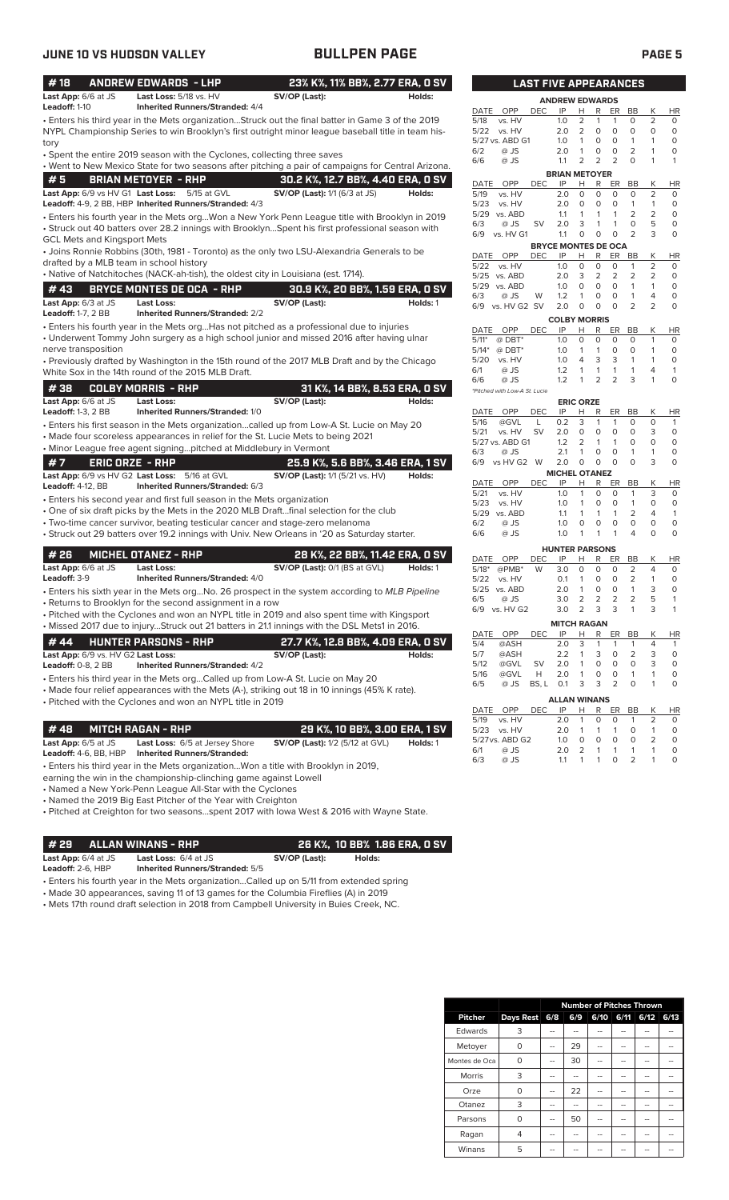## JUNE 10 VS HUDSON VALLEY — BULLPEN PAGE

### # 18 ANDREW EDWARDS - LHP — 23% K%, 11% BB%, 2.77 ERA, 0 SV

**Last App:** 6/6 at JS **Last Loss:** 5/18 vs. HV **SV/OP (Last):** **Holds:**
**Leadoff:** 1-10 **Inherited Runners/Stranded:** 4/4

- Enters his third year in the Mets organization...Struck out the final batter in Game 3 of the 2019 NYPL Championship Series to win Brooklyn's first outright minor league baseball title in team history
- Spent the entire 2019 season with the Cyclones, collecting three saves
- Went to New Mexico State for two seasons after pitching a pair of campaigns for Central Arizona.

### # 5 BRIAN METOYER - RHP — 30.2 K%, 12.7 BB%, 4.40 ERA, 0 SV

**Last App:** 6/9 vs HV G1 **Last Loss:** 5/15 at GVL **SV/OP (Last):** 1/1 (6/3 at JS) **Holds:**
**Leadoff:** 4-9, 2 BB, HBP **Inherited Runners/Stranded:** 4/3

- Enters his fourth year in the Mets org...Won a New York Penn League title with Brooklyn in 2019
- Struck out 40 batters over 28.2 innings with Brooklyn...Spent his first professional season with GCL Mets and Kingsport Mets
- Joins Ronnie Robbins (30th, 1981 - Toronto) as the only two LSU-Alexandria Generals to be drafted by a MLB team in school history
- Native of Natchitoches (NACK-ah-tish), the oldest city in Louisiana (est. 1714).

### # 43 BRYCE MONTES DE OCA - RHP — 30.9 K%, 20 BB%, 1.59 ERA, 0 SV

**Last App:** 6/3 at JS **Last Loss:** **SV/OP (Last):** **Holds:** 1
**Leadoff:** 1-7, 2 BB **Inherited Runners/Stranded:** 2/2

- Enters his fourth year in the Mets org...Has not pitched as a professional due to injuries
- Underwent Tommy John surgery as a high school junior and missed 2016 after having ulnar nerve transposition
- Previously drafted by Washington in the 15th round of the 2017 MLB Draft and by the Chicago White Sox in the 14th round of the 2015 MLB Draft.

### # 38 COLBY MORRIS - RHP — 31 K%, 14 BB%, 8.53 ERA, 0 SV

**Last App:** 6/6 at JS **Last Loss:** **SV/OP (Last):** **Holds:**
**Leadoff:** 1-3, 2 BB **Inherited Runners/Stranded:** 1/0

- Enters his first season in the Mets organization...called up from Low-A St. Lucie on May 20
- Made four scoreless appearances in relief for the St. Lucie Mets to being 2021
- Minor League free agent signing...pitched at Middlebury in Vermont

### # 7 ERIC ORZE - RHP — 25.9 K%, 5.6 BB%, 3.46 ERA, 1 SV

**Last App:** 6/9 vs HV G2 **Last Loss:** 5/16 at GVL **SV/OP (Last):** 1/1 (5/21 vs. HV) **Holds:**
**Leadoff:** 4-12, BB **Inherited Runners/Stranded:** 6/3

- Enters his second year and first full season in the Mets organization
- One of six draft picks by the Mets in the 2020 MLB Draft...final selection for the club
- Two-time cancer survivor, beating testicular cancer and stage-zero melanoma
- Struck out 29 batters over 19.2 innings with Univ. New Orleans in '20 as Saturday starter.

### # 26 MICHEL OTANEZ - RHP — 28 K%, 22 BB%, 11.42 ERA, 0 SV

**Last App:** 6/6 at JS **Last Loss:** **SV/OP (Last):** 0/1 (BS at GVL) **Holds:** 1
**Leadoff:** 3-9 **Inherited Runners/Stranded:** 4/0

- Enters his sixth year in the Mets org...No. 26 prospect in the system according to *MLB Pipeline*
- Returns to Brooklyn for the second assignment in a row
- Pitched with the Cyclones and won an NYPL title in 2019 and also spent time with Kingsport
- Missed 2017 due to injury...Struck out 21 batters in 21.1 innings with the DSL Mets1 in 2016.

### # 44 HUNTER PARSONS - RHP — 27.7 K%, 12.8 BB%, 4.09 ERA, 0 SV

**Last App:** 6/9 vs. HV G2 **Last Loss:** **SV/OP (Last):** **Holds:**
**Leadoff:** 0-8, 2 BB **Inherited Runners/Stranded:** 4/2

- Enters his third year in the Mets org...Called up from Low-A St. Lucie on May 20
- Made four relief appearances with the Mets (A-), striking out 18 in 10 innings (45% K rate).
- Pitched with the Cyclones and won an NYPL title in 2019

### # 48 MITCH RAGAN - RHP — 29 K%, 10 BB%, 3.00 ERA, 1 SV

**Last App:** 6/5 at JS **Last Loss:** 6/5 at Jersey Shore **SV/OP (Last):** 1/2 (5/12 at GVL) **Holds:** 1
**Leadoff:** 4-6, BB, HBP **Inherited Runners/Stranded:**

- Enters his third year in the Mets organization...Won a title with Brooklyn in 2019, earning the win in the championship-clinching game against Lowell
- Named a New York-Penn League All-Star with the Cyclones
- Named the 2019 Big East Pitcher of the Year with Creighton
- Pitched at Creighton for two seasons...spent 2017 with Iowa West & 2016 with Wayne State.

### # 29 ALLAN WINANS - RHP — 26 K%, 10 BB% 1.86 ERA, 0 SV

**Last App:** 6/4 at JS **Last Loss:** 6/4 at JS **SV/OP (Last):** **Holds:**
**Leadoff:** 2-6, HBP **Inherited Runners/Stranded:** 5/5

- Enters his fourth year in the Mets organization...Called up on 5/11 from extended spring
- Made 30 appearances, saving 11 of 13 games for the Columbia Fireflies (A) in 2019
- Mets 17th round draft selection in 2018 from Campbell University in Buies Creek, NC.

## LAST FIVE APPEARANCES

**ANDREW EDWARDS**

| DATE | OPP | DEC | IP | H | R | ER | BB | K | HR |
|---|---|---|---|---|---|---|---|---|---|
| 5/18 | vs. HV | | 1.0 | 2 | 1 | 1 | 0 | 2 | 0 |
| 5/22 | vs. HV | | 2.0 | 2 | 0 | 0 | 0 | 0 | 0 |
| 5/27 | vs. ABD G1 | | 1.0 | 1 | 0 | 0 | 1 | 1 | 0 |
| 6/2 | @ JS | | 2.0 | 1 | 0 | 0 | 2 | 1 | 0 |
| 6/6 | @ JS | | 1.1 | 2 | 2 | 2 | 0 | 1 | 1 |

**BRIAN METOYER**

| DATE | OPP | DEC | IP | H | R | ER | BB | K | HR |
|---|---|---|---|---|---|---|---|---|---|
| 5/19 | vs. HV | | 2.0 | 0 | 0 | 0 | 0 | 2 | 0 |
| 5/23 | vs. HV | | 2.0 | 0 | 0 | 0 | 1 | 1 | 0 |
| 5/29 | vs. ABD | | 1.1 | 1 | 1 | 1 | 2 | 2 | 0 |
| 6/3 | @ JS | SV | 2.0 | 3 | 1 | 1 | 0 | 5 | 0 |
| 6/9 | vs. HV G1 | | 1.1 | 0 | 0 | 0 | 2 | 3 | 0 |

**BRYCE MONTES DE OCA**

| DATE | OPP | DEC | IP | H | R | ER | BB | K | HR |
|---|---|---|---|---|---|---|---|---|---|
| 5/22 | vs. HV | | 1.0 | 0 | 0 | 0 | 1 | 2 | 0 |
| 5/25 | vs. ABD | | 2.0 | 3 | 2 | 2 | 2 | 2 | 0 |
| 5/29 | vs. ABD | | 1.0 | 0 | 0 | 0 | 1 | 1 | 0 |
| 6/3 | @ JS | W | 1.2 | 1 | 0 | 0 | 1 | 4 | 0 |
| 6/9 | vs. HV G2 | SV | 2.0 | 0 | 0 | 0 | 2 | 2 | 0 |

**COLBY MORRIS**

| DATE | OPP | DEC | IP | H | R | ER | BB | K | HR |
|---|---|---|---|---|---|---|---|---|---|
| 5/11* | @ DBT* | | 1.0 | 0 | 0 | 0 | 0 | 1 | 0 |
| 5/14* | @ DBT* | | 1.0 | 1 | 1 | 0 | 0 | 1 | 0 |
| 5/20 | vs. HV | | 1.0 | 4 | 3 | 3 | 1 | 1 | 0 |
| 6/1 | @ JS | | 1.2 | 1 | 1 | 1 | 1 | 4 | 1 |
| 6/6 | @ JS | | 1.2 | 1 | 2 | 2 | 3 | 1 | 0 |

*Pitched with Low-A St. Lucie

**ERIC ORZE**

| DATE | OPP | DEC | IP | H | R | ER | BB | K | HR |
|---|---|---|---|---|---|---|---|---|---|
| 5/16 | @GVL | L | 0.2 | 3 | 1 | 1 | 0 | 0 | 1 |
| 5/21 | vs. HV | SV | 2.0 | 0 | 0 | 0 | 0 | 3 | 0 |
| 5/27 | vs. ABD G1 | | 1.2 | 2 | 1 | 1 | 0 | 0 | 0 |
| 6/3 | @ JS | | 2.1 | 1 | 0 | 0 | 1 | 1 | 0 |
| 6/9 | vs HV G2 | W | 2.0 | 0 | 0 | 0 | 0 | 3 | 0 |

**MICHEL OTANEZ**

| DATE | OPP | DEC | IP | H | R | ER | BB | K | HR |
|---|---|---|---|---|---|---|---|---|---|
| 5/21 | vs. HV | | 1.0 | 1 | 0 | 0 | 1 | 3 | 0 |
| 5/23 | vs. HV | | 1.0 | 1 | 0 | 0 | 1 | 0 | 0 |
| 5/29 | vs. ABD | | 1.1 | 1 | 1 | 1 | 2 | 4 | 1 |
| 6/2 | @ JS | | 1.0 | 0 | 0 | 0 | 0 | 0 | 0 |
| 6/6 | @ JS | | 1.0 | 1 | 1 | 1 | 4 | 0 | 0 |

**HUNTER PARSONS**

| DATE | OPP | DEC | IP | H | R | ER | BB | K | HR |
|---|---|---|---|---|---|---|---|---|---|
| 5/18* | @PMB* | W | 3.0 | 0 | 0 | 0 | 2 | 4 | 0 |
| 5/22 | vs. HV | | 0.1 | 1 | 0 | 0 | 2 | 1 | 0 |
| 5/25 | vs. ABD | | 2.0 | 1 | 0 | 0 | 1 | 3 | 0 |
| 6/5 | @ JS | | 3.0 | 2 | 2 | 2 | 2 | 5 | 1 |
| 6/9 | vs. HV G2 | | 3.0 | 2 | 3 | 3 | 1 | 3 | 1 |

**MITCH RAGAN**

| DATE | OPP | DEC | IP | H | R | ER | BB | K | HR |
|---|---|---|---|---|---|---|---|---|---|
| 5/4 | @ASH | | 2.0 | 3 | 1 | 1 | 1 | 4 | 1 |
| 5/7 | @ASH | | 2.2 | 1 | 3 | 0 | 2 | 3 | 0 |
| 5/12 | @GVL | SV | 2.0 | 1 | 0 | 0 | 0 | 3 | 0 |
| 5/16 | @GVL | H | 2.0 | 1 | 0 | 0 | 1 | 1 | 0 |
| 6/5 | @ JS | BS, L | 0.1 | 3 | 3 | 2 | 0 | 1 | 0 |

**ALLAN WINANS**

| DATE | OPP | DEC | IP | H | R | ER | BB | K | HR |
|---|---|---|---|---|---|---|---|---|---|
| 5/19 | vs. HV | | 2.0 | 1 | 0 | 0 | 1 | 2 | 0 |
| 5/23 | vs. HV | | 2.0 | 1 | 1 | 1 | 0 | 1 | 0 |
| 5/27 | vs. ABD G2 | | 1.0 | 0 | 0 | 0 | 0 | 2 | 0 |
| 6/1 | @ JS | | 2.0 | 2 | 1 | 1 | 1 | 1 | 0 |
| 6/3 | @ JS | | 1.1 | 1 | 1 | 0 | 2 | 1 | 0 |

| | | Number of Pitches Thrown | | | | | | |
|---|---|---|---|---|---|---|---|---|
| Pitcher | Days Rest | 6/8 | 6/9 | 6/10 | 6/11 | 6/12 | 6/13 |
| Edwards | 3 | -- | -- | -- | -- | -- | -- |
| Metoyer | 0 | -- | 29 | -- | -- | -- | -- |
| Montes de Oca | 0 | -- | 30 | -- | -- | -- | -- |
| Morris | 3 | -- | -- | -- | -- | -- | -- |
| Orze | 0 | -- | 22 | -- | -- | -- | -- |
| Otanez | 3 | -- | -- | -- | -- | -- | -- |
| Parsons | 0 | -- | 50 | -- | -- | -- | -- |
| Ragan | 4 | -- | -- | -- | -- | -- | -- |
| Winans | 5 | -- | -- | -- | -- | -- | -- |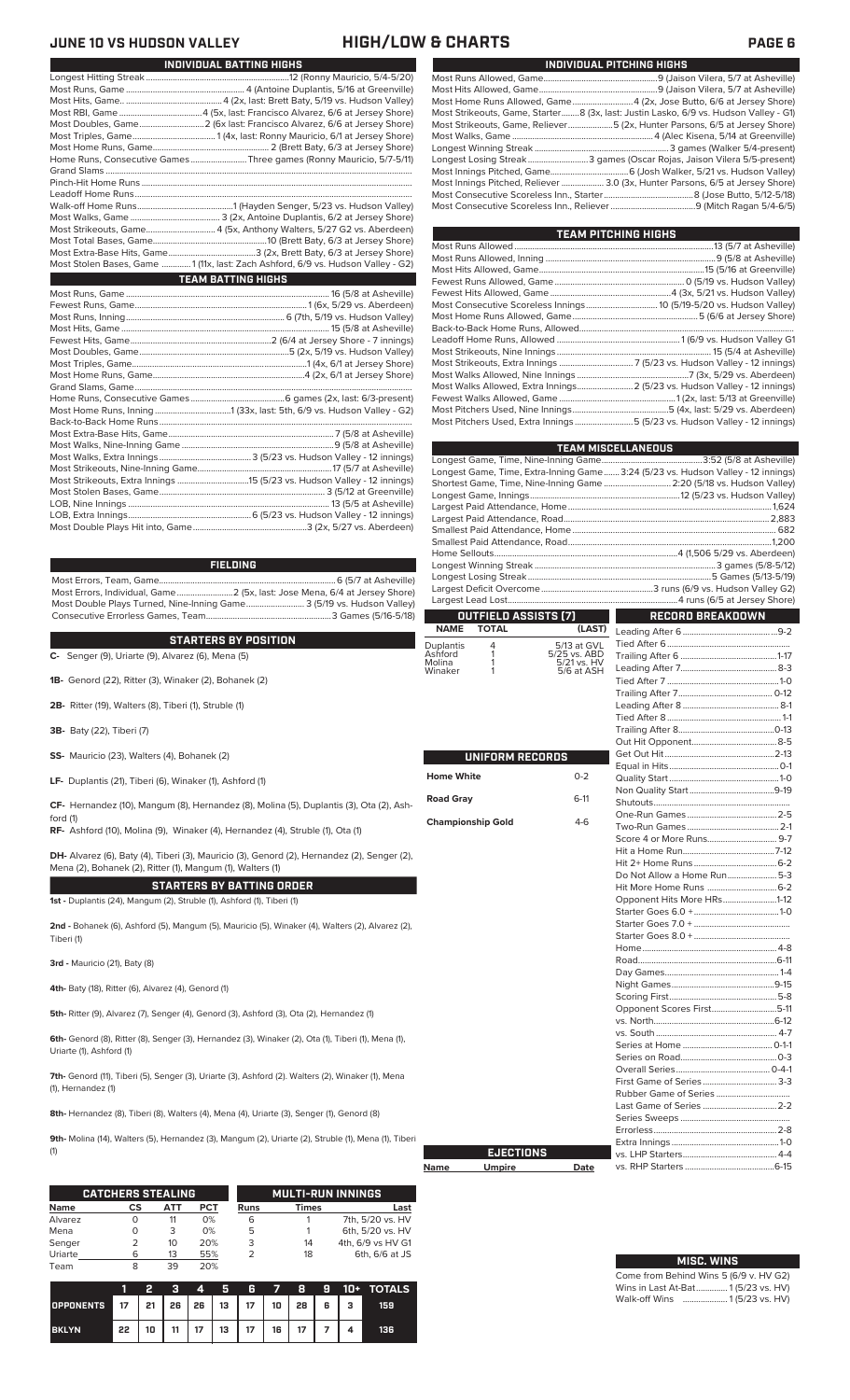# JUNE 10 VS HUDSON VALLEY — HIGH/LOW & CHARTS

## INDIVIDUAL BATTING HIGHS

| | |
|---|---|
| Longest Hitting Streak | 12 (Ronny Mauricio, 5/4-5/20) |
| Most Runs, Game | 4 (Antoine Duplantis, 5/16 at Greenville) |
| Most Hits, Game | 4 (2x, last: Brett Baty, 5/19 vs. Hudson Valley) |
| Most RBI, Game | 4 (5x, last: Francisco Alvarez, 6/6 at Jersey Shore) |
| Most Doubles, Game | 2 (6x last: Francisco Alvarez, 6/6 at Jersey Shore) |
| Most Triples, Game | 1 (4x, last: Ronny Mauricio, 6/1 at Jersey Shore) |
| Most Home Runs, Game | 2 (Brett Baty, 6/3 at Jersey Shore) |
| Home Runs, Consecutive Games | Three games (Ronny Mauricio, 5/7-5/11) |
| Grand Slams | |
| Pinch-Hit Home Runs | |
| Leadoff Home Runs | |
| Walk-off Home Runs | 1 (Hayden Senger, 5/23 vs. Hudson Valley) |
| Most Walks, Game | 3 (2x, Antoine Duplantis, 6/2 at Jersey Shore) |
| Most Strikeouts, Game | 4 (5x, Anthony Walters, 5/27 G2 vs. Aberdeen) |
| Most Total Bases, Game | 10 (Brett Baty, 6/3 at Jersey Shore) |
| Most Extra-Base Hits, Game | 3 (2x, Brett Baty, 6/3 at Jersey Shore) |
| Most Stolen Bases, Game | 1 (11x, last: Zach Ashford, 6/9 vs. Hudson Valley - G2) |

## TEAM BATTING HIGHS

| | |
|---|---|
| Most Runs, Game | 16 (5/8 at Asheville) |
| Fewest Runs, Game | 1 (6x, 5/29 vs. Aberdeen) |
| Most Runs, Inning | 6 (7th, 5/19 vs. Hudson Valley) |
| Most Hits, Game | 15 (5/8 at Asheville) |
| Fewest Hits, Game | 2 (6/4 at Jersey Shore - 7 innings) |
| Most Doubles, Game | 5 (2x, 5/19 vs. Hudson Valley) |
| Most Triples, Game | 1 (4x, 6/1 at Jersey Shore) |
| Most Home Runs, Game | 4 (2x, 6/1 at Jersey Shore) |
| Grand Slams, Game | |
| Home Runs, Consecutive Games | 6 games (2x, last: 6/3-present) |
| Most Home Runs, Inning | 1 (33x, last: 5th, 6/9 vs. Hudson Valley - G2) |
| Back-to-Back Home Runs | |
| Most Extra-Base Hits, Game | 7 (5/8 at Asheville) |
| Most Walks, Nine-Inning Game | 9 (5/8 at Asheville) |
| Most Walks, Extra Innings | 3 (5/23 vs. Hudson Valley - 12 innings) |
| Most Strikeouts, Nine-Inning Game | 17 (5/7 at Asheville) |
| Most Strikeouts, Extra Innings | 15 (5/23 vs. Hudson Valley - 12 innings) |
| Most Stolen Bases, Game | 3 (5/12 at Greenville) |
| LOB, Nine Innings | 13 (5/5 at Asheville) |
| LOB, Extra Innings | 6 (5/23 vs. Hudson Valley - 12 innings) |
| Most Double Plays Hit into, Game | 3 (2x, 5/27 vs. Aberdeen) |

## FIELDING

| | |
|---|---|
| Most Errors, Team, Game | 6 (5/7 at Asheville) |
| Most Errors, Individual, Game | 2 (5x, last: Jose Mena, 6/4 at Jersey Shore) |
| Most Double Plays Turned, Nine-Inning Game | 3 (5/19 vs. Hudson Valley) |
| Consecutive Errorless Games, Team | 3 Games (5/16-5/18) |

## STARTERS BY POSITION

**C-** Senger (9), Uriarte (9), Alvarez (6), Mena (5)

**1B-** Genord (22), Ritter (3), Winaker (2), Bohanek (2)

**2B-** Ritter (19), Walters (8), Tiberi (1), Struble (1)

**3B-** Baty (22), Tiberi (7)

**SS-** Mauricio (23), Walters (4), Bohanek (2)

**LF-** Duplantis (21), Tiberi (6), Winaker (1), Ashford (1)

**CF-** Hernandez (10), Mangum (8), Hernandez (8), Molina (5), Duplantis (3), Ota (2), Ashford (1)

**RF-** Ashford (10), Molina (9), Winaker (4), Hernandez (4), Struble (1), Ota (1)

**DH-** Alvarez (6), Baty (4), Tiberi (3), Mauricio (3), Genord (2), Hernandez (2), Senger (2), Mena (2), Bohanek (2), Ritter (1), Mangum (1), Walters (1)

## STARTERS BY BATTING ORDER

**1st -** Duplantis (24), Mangum (2), Struble (1), Ashford (1), Tiberi (1)

**2nd -** Bohanek (6), Ashford (5), Mangum (5), Mauricio (5), Winaker (4), Walters (2), Alvarez (2), Tiberi (1)

**3rd -** Mauricio (21), Baty (8)

**4th-** Baty (18), Ritter (6), Alvarez (4), Genord (1)

**5th-** Ritter (9), Alvarez (7), Senger (4), Genord (3), Ashford (3), Ota (2), Hernandez (1)

**6th-** Genord (8), Ritter (8), Senger (3), Hernandez (3), Winaker (2), Ota (1), Tiberi (1), Mena (1), Uriarte (1), Ashford (1)

**7th-** Genord (11), Tiberi (5), Senger (3), Uriarte (3), Ashford (3). Walters (2), Winaker (1), Mena (1), Hernandez (1)

**8th-** Hernandez (8), Tiberi (8), Walters (4), Mena (4), Uriarte (3), Senger (1), Genord (1)

**9th-** Molina (14), Walters (5), Hernandez (3), Mangum (2), Uriarte (2), Struble (1), Mena (1), Tiberi (1)

## CATCHERS STEALING

| Name | CS | ATT | PCT |
|---|---|---|---|
| Alvarez | 0 | 11 | 0% |
| Mena | 0 | 3 | 0% |
| Senger | 2 | 10 | 20% |
| Uriarte | 6 | 13 | 55% |
| Team | 8 | 39 | 20% |

## MULTI-RUN INNINGS

| Runs | Times | Last |
|---|---|---|
| 6 | 1 | 7th, 5/20 vs. HV |
| 5 | 1 | 6th, 5/20 vs. HV |
| 3 | 14 | 4th, 6/9 vs HV G1 |
| 2 | 18 | 6th, 6/6 at JS |

| | 1 | 2 | 3 | 4 | 5 | 6 | 7 | 8 | 9 | 10+ | TOTALS |
|---|---|---|---|---|---|---|---|---|---|---|---|
| OPPONENTS | 17 | 21 | 26 | 26 | 13 | 17 | 10 | 28 | 6 | 3 | 159 |
| BKLYN | 22 | 10 | 11 | 17 | 13 | 17 | 16 | 17 | 7 | 4 | 136 |

## INDIVIDUAL PITCHING HIGHS

| | |
|---|---|
| Most Runs Allowed, Game | 9 (Jaison Vilera, 5/7 at Asheville) |
| Most Hits Allowed, Game | 9 (Jaison Vilera, 5/7 at Asheville) |
| Most Home Runs Allowed, Game | 4 (2x, Jose Butto, 6/6 at Jersey Shore) |
| Most Strikeouts, Game, Starter | 8 (3x, last: Justin Lasko, 6/9 vs. Hudson Valley - G1) |
| Most Strikeouts, Game, Reliever | 5 (2x, Hunter Parsons, 6/5 at Jersey Shore) |
| Most Walks, Game | 4 (Alec Kisena, 5/14 at Greenville) |
| Longest Winning Streak | 3 games (Walker 5/4-present) |
| Longest Losing Streak | 3 games (Oscar Rojas, Jaison Vilera 5/5-present) |
| Most Innings Pitched, Game | 6 (Josh Walker, 5/21 vs. Hudson Valley) |
| Most Innings Pitched, Reliever | 3.0 (3x, Hunter Parsons, 6/5 at Jersey Shore) |
| Most Consecutive Scoreless Inn., Starter | 8 (Jose Butto, 5/12-5/18) |
| Most Consecutive Scoreless Inn., Reliever | 9 (Mitch Ragan 5/4-6/5) |

## TEAM PITCHING HIGHS

| | |
|---|---|
| Most Runs Allowed | 13 (5/7 at Asheville) |
| Most Runs Allowed, Inning | 9 (5/8 at Asheville) |
| Most Hits Allowed, Game | 15 (5/16 at Greenville) |
| Fewest Runs Allowed, Game | 0 (5/19 vs. Hudson Valley) |
| Fewest Hits Allowed, Game | 4 (3x, 5/21 vs. Hudson Valley) |
| Most Consecutive Scoreless Innings | 10 (5/19-5/20 vs. Hudson Valley) |
| Most Home Runs Allowed, Game | 5 (6/6 at Jersey Shore) |
| Back-to-Back Home Runs, Allowed | |
| Leadoff Home Runs, Allowed | 1 (6/9 vs. Hudson Valley G1 |
| Most Strikeouts, Nine Innings | 15 (5/4 at Asheville) |
| Most Strikeouts, Extra Innings | 7 (5/23 vs. Hudson Valley - 12 innings) |
| Most Walks Allowed, Nine Innings | 7 (3x, 5/29 vs. Aberdeen) |
| Most Walks Allowed, Extra Innings | 2 (5/23 vs. Hudson Valley - 12 innings) |
| Fewest Walks Allowed, Game | 1 (2x, last: 5/13 at Greenville) |
| Most Pitchers Used, Nine Innings | 5 (4x, last: 5/29 vs. Aberdeen) |
| Most Pitchers Used, Extra Innings | 5 (5/23 vs. Hudson Valley - 12 innings) |

## TEAM MISCELLANEOUS

| | |
|---|---|
| Longest Game, Time, Nine-Inning Game | 3:52 (5/8 at Asheville) |
| Longest Game, Time, Extra-Inning Game | 3:24 (5/23 vs. Hudson Valley - 12 innings) |
| Shortest Game, Time, Nine-Inning Game | 2:20 (5/18 vs. Hudson Valley) |
| Longest Game, Innings | 12 (5/23 vs. Hudson Valley) |
| Largest Paid Attendance, Home | 1,624 |
| Largest Paid Attendance, Road | 2,883 |
| Smallest Paid Attendance, Home | 682 |
| Smallest Paid Attendance, Road | 1,200 |
| Home Sellouts | 4 (1,506 5/29 vs. Aberdeen) |
| Longest Winning Streak | 3 games (5/8-5/12) |
| Longest Losing Streak | 5 Games (5/13-5/19) |
| Largest Deficit Overcome | 3 runs (6/9 vs. Hudson Valley G2) |
| Largest Lead Lost | 4 runs (6/5 at Jersey Shore) |

## OUTFIELD ASSISTS (7)

| NAME | TOTAL | (LAST) |
|---|---|---|
| Duplantis | 4 | 5/13 at GVL |
| Ashford | 1 | 5/25 vs. ABD |
| Molina | 1 | 5/21 vs. HV |
| Winaker | 1 | 5/6 at ASH |

## UNIFORM RECORDS

| | |
|---|---|
| Home White | 0-2 |
| Road Gray | 6-11 |
| Championship Gold | 4-6 |

## RECORD BREAKDOWN

| | |
|---|---|
| Leading After 6 | 9-2 |
| Tied After 6 | |
| Trailing After 6 | 1-17 |
| Leading After 7 | 8-3 |
| Tied After 7 | 1-0 |
| Trailing After 7 | 0-12 |
| Leading After 8 | 8-1 |
| Tied After 8 | 1-1 |
| Trailing After 8 | 0-13 |
| Out Hit Opponent | 8-5 |
| Get Out Hit | 2-13 |
| Equal in Hits | 0-1 |
| Quality Start | 1-0 |
| Non Quality Start | 9-19 |
| Shutouts | |
| One-Run Games | 2-5 |
| Two-Run Games | 2-1 |
| Score 4 or More Runs | 9-7 |
| Hit a Home Run | 7-12 |
| Hit 2+ Home Runs | 6-2 |
| Do Not Allow a Home Run | 5-3 |
| Hit More Home Runs | 6-2 |
| Opponent Hits More HRs | 1-12 |
| Starter Goes 6.0 + | 1-0 |
| Starter Goes 7.0 + | |
| Starter Goes 8.0 + | |
| Home | 4-8 |
| Road | 6-11 |
| Day Games | 1-4 |
| Night Games | 9-15 |
| Scoring First | 5-8 |
| Opponent Scores First | 5-11 |
| vs. North | 6-12 |
| vs. South | 4-7 |
| Series at Home | 0-1-1 |
| Series on Road | 0-3 |
| Overall Series | 0-4-1 |
| First Game of Series | 3-3 |
| Rubber Game of Series | |
| Last Game of Series | 2-2 |
| Series Sweeps | |
| Errorless | 2-8 |
| Extra Innings | 1-0 |
| vs. LHP Starters | 4-4 |
| vs. RHP Starters | 6-15 |

## EJECTIONS

| Name | Umpire | Date |
|---|---|---|

## MISC. WINS

| | |
|---|---|
| Come from Behind Wins | 5 (6/9 v. HV G2) |
| Wins in Last At-Bat | 1 (5/23 vs. HV) |
| Walk-off Wins | 1 (5/23 vs. HV) |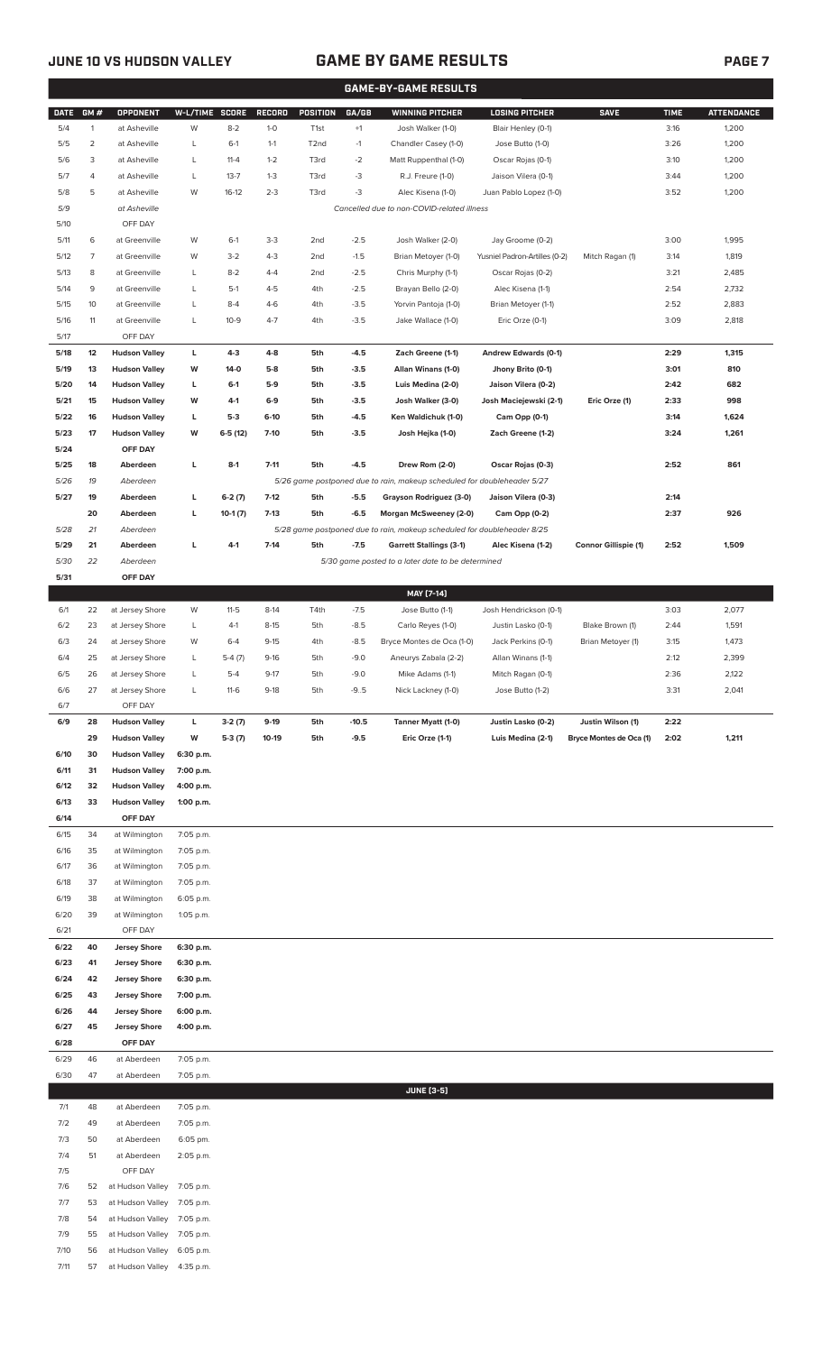JUNE 10 VS HUDSON VALLEY

## GAME BY GAME RESULTS

### GAME-BY-GAME RESULTS

| DATE | GM # | OPPONENT | W-L/TIME | SCORE | RECORD | POSITION | GA/GB | WINNING PITCHER | LOSING PITCHER | SAVE | TIME | ATTENDANCE |
|---|---|---|---|---|---|---|---|---|---|---|---|---|
| 5/4 | 1 | at Asheville | W | 8-2 | 1-0 | T1st | +1 | Josh Walker (1-0) | Blair Henley (0-1) | | 3:16 | 1,200 |
| 5/5 | 2 | at Asheville | L | 6-1 | 1-1 | T2nd | -1 | Chandler Casey (1-0) | Jose Butto (1-0) | | 3:26 | 1,200 |
| 5/6 | 3 | at Asheville | L | 11-4 | 1-2 | T3rd | -2 | Matt Ruppenthal (1-0) | Oscar Rojas (0-1) | | 3:10 | 1,200 |
| 5/7 | 4 | at Asheville | L | 13-7 | 1-3 | T3rd | -3 | R.J. Freure (1-0) | Jaison Vilera (0-1) | | 3:44 | 1,200 |
| 5/8 | 5 | at Asheville | W | 16-12 | 2-3 | T3rd | -3 | Alec Kisena (1-0) | Juan Pablo Lopez (1-0) | | 3:52 | 1,200 |
| 5/9 | | at Asheville | | | | | | Cancelled due to non-COVID-related illness | | | | |
| 5/10 | | OFF DAY | | | | | | | | | | |
| 5/11 | 6 | at Greenville | W | 6-1 | 3-3 | 2nd | -2.5 | Josh Walker (2-0) | Jay Groome (0-2) | | 3:00 | 1,995 |
| 5/12 | 7 | at Greenville | W | 3-2 | 4-3 | 2nd | -1.5 | Brian Metoyer (1-0) | Yusniel Padron-Artilles (0-2) | Mitch Ragan (1) | 3:14 | 1,819 |
| 5/13 | 8 | at Greenville | L | 8-2 | 4-4 | 2nd | -2.5 | Chris Murphy (1-1) | Oscar Rojas (0-2) | | 3:21 | 2,485 |
| 5/14 | 9 | at Greenville | L | 5-1 | 4-5 | 4th | -2.5 | Brayan Bello (2-0) | Alec Kisena (1-1) | | 2:54 | 2,732 |
| 5/15 | 10 | at Greenville | L | 8-4 | 4-6 | 4th | -3.5 | Yorvin Pantoja (1-0) | Brian Metoyer (1-1) | | 2:52 | 2,883 |
| 5/16 | 11 | at Greenville | L | 10-9 | 4-7 | 4th | -3.5 | Jake Wallace (1-0) | Eric Orze (0-1) | | 3:09 | 2,818 |
| 5/17 | | OFF DAY | | | | | | | | | | |
| **5/18** | **12** | **Hudson Valley** | **L** | **4-3** | **4-8** | **5th** | **-4.5** | **Zach Greene (1-1)** | **Andrew Edwards (0-1)** | | **2:29** | **1,315** |
| **5/19** | **13** | **Hudson Valley** | **W** | **14-0** | **5-8** | **5th** | **-3.5** | **Allan Winans (1-0)** | **Jhony Brito (0-1)** | | **3:01** | **810** |
| **5/20** | **14** | **Hudson Valley** | **L** | **6-1** | **5-9** | **5th** | **-3.5** | **Luis Medina (2-0)** | **Jaison Vilera (0-2)** | | **2:42** | **682** |
| **5/21** | **15** | **Hudson Valley** | **W** | **4-1** | **6-9** | **5th** | **-3.5** | **Josh Walker (3-0)** | **Josh Maciejewski (2-1)** | **Eric Orze (1)** | **2:33** | **998** |
| **5/22** | **16** | **Hudson Valley** | **L** | **5-3** | **6-10** | **5th** | **-4.5** | **Ken Waldichuk (1-0)** | **Cam Opp (0-1)** | | **3:14** | **1,624** |
| **5/23** | **17** | **Hudson Valley** | **W** | **6-5 (12)** | **7-10** | **5th** | **-3.5** | **Josh Hejka (1-0)** | **Zach Greene (1-2)** | | **3:24** | **1,261** |
| **5/24** | | **OFF DAY** | | | | | | | | | | |
| **5/25** | **18** | **Aberdeen** | **L** | **8-1** | **7-11** | **5th** | **-4.5** | **Drew Rom (2-0)** | **Oscar Rojas (0-3)** | | **2:52** | **861** |
| *5/26* | *19* | *Aberdeen* | | | | | | *5/26 game postponed due to rain, makeup scheduled for doubleheader 5/27* | | | | |
| **5/27** | **19** | **Aberdeen** | **L** | **6-2 (7)** | **7-12** | **5th** | **-5.5** | **Grayson Rodriguez (3-0)** | **Jaison Vilera (0-3)** | | **2:14** | |
| | **20** | **Aberdeen** | **L** | **10-1 (7)** | **7-13** | **5th** | **-6.5** | **Morgan McSweeney (2-0)** | **Cam Opp (0-2)** | | **2:37** | **926** |
| *5/28* | *21* | *Aberdeen* | | | | | | *5/28 game postponed due to rain, makeup scheduled for doubleheader 8/25* | | | | |
| **5/29** | **21** | **Aberdeen** | **L** | **4-1** | **7-14** | **5th** | **-7.5** | **Garrett Stallings (3-1)** | **Alec Kisena (1-2)** | **Connor Gillispie (1)** | **2:52** | **1,509** |
| *5/30* | *22* | *Aberdeen* | | | | | | *5/30 game posted to a later date to be determined* | | | | |
| **5/31** | | **OFF DAY** | | | | | | | | | | |
| | | | | | | | | **MAY [7-14]** | | | | |
| 6/1 | 22 | at Jersey Shore | W | 11-5 | 8-14 | T4th | -7.5 | Jose Butto (1-1) | Josh Hendrickson (0-1) | | 3:03 | 2,077 |
| 6/2 | 23 | at Jersey Shore | L | 4-1 | 8-15 | 5th | -8.5 | Carlo Reyes (1-0) | Justin Lasko (0-1) | Blake Brown (1) | 2:44 | 1,591 |
| 6/3 | 24 | at Jersey Shore | W | 6-4 | 9-15 | 4th | -8.5 | Bryce Montes de Oca (1-0) | Jack Perkins (0-1) | Brian Metoyer (1) | 3:15 | 1,473 |
| 6/4 | 25 | at Jersey Shore | L | 5-4 (7) | 9-16 | 5th | -9.0 | Aneurys Zabala (2-2) | Allan Winans (1-1) | | 2:12 | 2,399 |
| 6/5 | 26 | at Jersey Shore | L | 5-4 | 9-17 | 5th | -9.0 | Mike Adams (1-1) | Mitch Ragan (0-1) | | 2:36 | 2,122 |
| 6/6 | 27 | at Jersey Shore | L | 11-6 | 9-18 | 5th | -9.5 | Nick Lackney (1-0) | Jose Butto (1-2) | | 3:31 | 2,041 |
| 6/7 | | OFF DAY | | | | | | | | | | |
| **6/9** | **28** | **Hudson Valley** | **L** | **3-2 (7)** | **9-19** | **5th** | **-10.5** | **Tanner Myatt (1-0)** | **Justin Lasko (0-2)** | **Justin Wilson (1)** | **2:22** | |
| | **29** | **Hudson Valley** | **W** | **5-3 (7)** | **10-19** | **5th** | **-9.5** | **Eric Orze (1-1)** | **Luis Medina (2-1)** | **Bryce Montes de Oca (1)** | **2:02** | **1,211** |
| **6/10** | **30** | **Hudson Valley** | **6:30 p.m.** | | | | | | | | | |
| **6/11** | **31** | **Hudson Valley** | **7:00 p.m.** | | | | | | | | | |
| **6/12** | **32** | **Hudson Valley** | **4:00 p.m.** | | | | | | | | | |
| **6/13** | **33** | **Hudson Valley** | **1:00 p.m.** | | | | | | | | | |
| **6/14** | | **OFF DAY** | | | | | | | | | | |
| 6/15 | 34 | at Wilmington | 7:05 p.m. | | | | | | | | | |
| 6/16 | 35 | at Wilmington | 7:05 p.m. | | | | | | | | | |
| 6/17 | 36 | at Wilmington | 7:05 p.m. | | | | | | | | | |
| 6/18 | 37 | at Wilmington | 7:05 p.m. | | | | | | | | | |
| 6/19 | 38 | at Wilmington | 6:05 p.m. | | | | | | | | | |
| 6/20 | 39 | at Wilmington | 1:05 p.m. | | | | | | | | | |
| 6/21 | | OFF DAY | | | | | | | | | | |
| **6/22** | **40** | **Jersey Shore** | **6:30 p.m.** | | | | | | | | | |
| **6/23** | **41** | **Jersey Shore** | **6:30 p.m.** | | | | | | | | | |
| **6/24** | **42** | **Jersey Shore** | **6:30 p.m.** | | | | | | | | | |
| **6/25** | **43** | **Jersey Shore** | **7:00 p.m.** | | | | | | | | | |
| **6/26** | **44** | **Jersey Shore** | **6:00 p.m.** | | | | | | | | | |
| **6/27** | **45** | **Jersey Shore** | **4:00 p.m.** | | | | | | | | | |
| **6/28** | | **OFF DAY** | | | | | | | | | | |
| 6/29 | 46 | at Aberdeen | 7:05 p.m. | | | | | | | | | |
| 6/30 | 47 | at Aberdeen | 7:05 p.m. | | | | | | | | | |
| | | | | | | | | **JUNE [3-5]** | | | | |
| 7/1 | 48 | at Aberdeen | 7:05 p.m. | | | | | | | | | |
| 7/2 | 49 | at Aberdeen | 7:05 p.m. | | | | | | | | | |
| 7/3 | 50 | at Aberdeen | 6:05 pm. | | | | | | | | | |
| 7/4 | 51 | at Aberdeen | 2:05 p.m. | | | | | | | | | |
| 7/5 | | OFF DAY | | | | | | | | | | |
| 7/6 | 52 | at Hudson Valley | 7:05 p.m. | | | | | | | | | |
| 7/7 | 53 | at Hudson Valley | 7:05 p.m. | | | | | | | | | |
| 7/8 | 54 | at Hudson Valley | 7:05 p.m. | | | | | | | | | |
| 7/9 | 55 | at Hudson Valley | 7:05 p.m. | | | | | | | | | |
| 7/10 | 56 | at Hudson Valley | 6:05 p.m. | | | | | | | | | |
| 7/11 | 57 | at Hudson Valley | 4:35 p.m. | | | | | | | | | |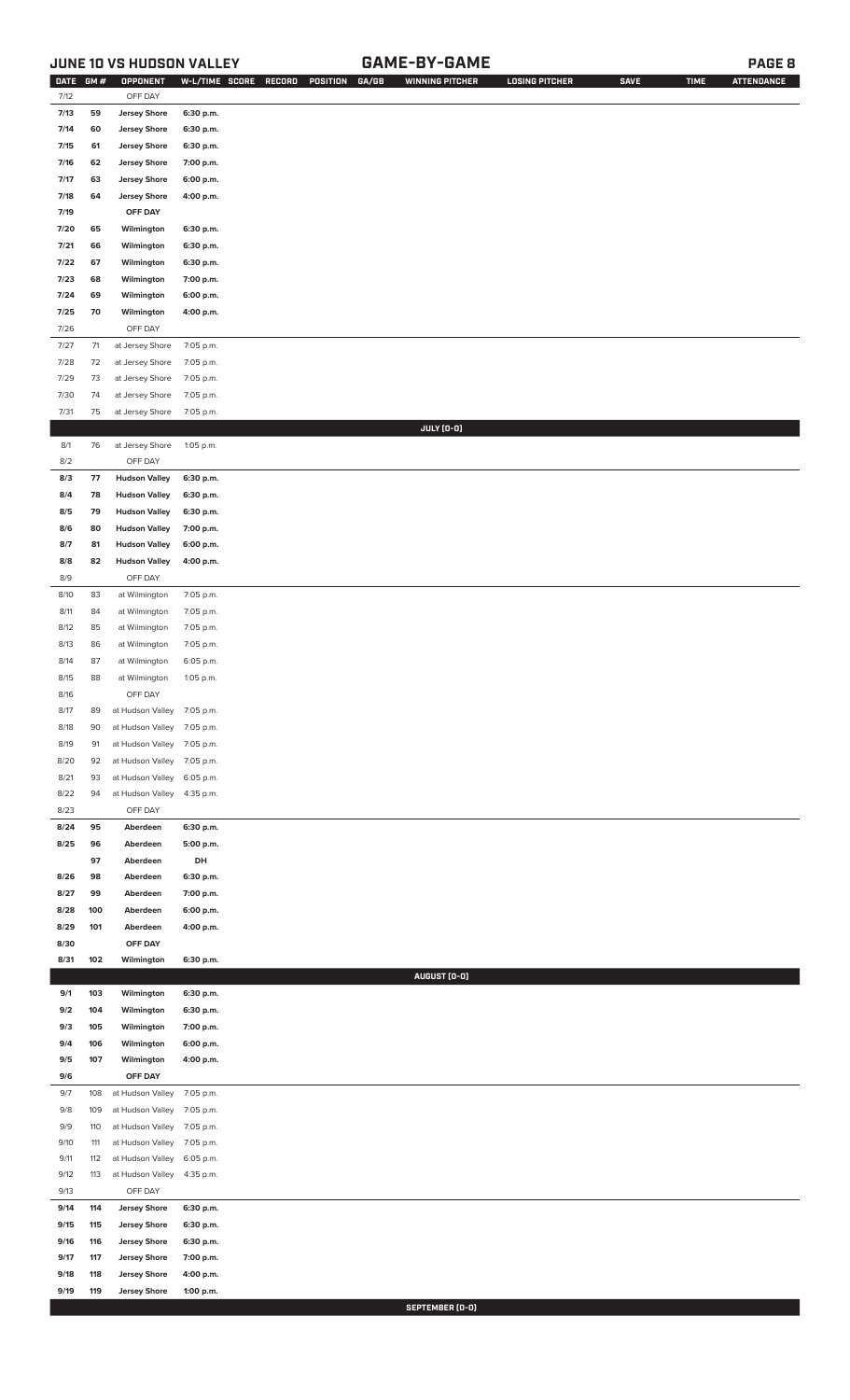## JUNE 10 VS HUDSON VALLEY — GAME-BY-GAME

| DATE | GM # | OPPONENT | W-L/TIME | SCORE | RECORD | POSITION | GA/GB | WINNING PITCHER | LOSING PITCHER | SAVE | TIME | ATTENDANCE |
|---|---|---|---|---|---|---|---|---|---|---|---|---|
| 7/12 | | OFF DAY | | | | | | | | | | |
| 7/13 | 59 | Jersey Shore | 6:30 p.m. | | | | | | | | | |
| 7/14 | 60 | Jersey Shore | 6:30 p.m. | | | | | | | | | |
| 7/15 | 61 | Jersey Shore | 6:30 p.m. | | | | | | | | | |
| 7/16 | 62 | Jersey Shore | 7:00 p.m. | | | | | | | | | |
| 7/17 | 63 | Jersey Shore | 6:00 p.m. | | | | | | | | | |
| 7/18 | 64 | Jersey Shore | 4:00 p.m. | | | | | | | | | |
| 7/19 | | OFF DAY | | | | | | | | | | |
| 7/20 | 65 | Wilmington | 6:30 p.m. | | | | | | | | | |
| 7/21 | 66 | Wilmington | 6:30 p.m. | | | | | | | | | |
| 7/22 | 67 | Wilmington | 6:30 p.m. | | | | | | | | | |
| 7/23 | 68 | Wilmington | 7:00 p.m. | | | | | | | | | |
| 7/24 | 69 | Wilmington | 6:00 p.m. | | | | | | | | | |
| 7/25 | 70 | Wilmington | 4:00 p.m. | | | | | | | | | |
| 7/26 | | OFF DAY | | | | | | | | | | |
| 7/27 | 71 | at Jersey Shore | 7:05 p.m. | | | | | | | | | |
| 7/28 | 72 | at Jersey Shore | 7:05 p.m. | | | | | | | | | |
| 7/29 | 73 | at Jersey Shore | 7:05 p.m. | | | | | | | | | |
| 7/30 | 74 | at Jersey Shore | 7:05 p.m. | | | | | | | | | |
| 7/31 | 75 | at Jersey Shore | 7:05 p.m. | | | | | | | | | |
| | | | | | | | | **JULY [0-0]** | | | | |
| 8/1 | 76 | at Jersey Shore | 1:05 p.m. | | | | | | | | | |
| 8/2 | | OFF DAY | | | | | | | | | | |
| 8/3 | 77 | Hudson Valley | 6:30 p.m. | | | | | | | | | |
| 8/4 | 78 | Hudson Valley | 6:30 p.m. | | | | | | | | | |
| 8/5 | 79 | Hudson Valley | 6:30 p.m. | | | | | | | | | |
| 8/6 | 80 | Hudson Valley | 7:00 p.m. | | | | | | | | | |
| 8/7 | 81 | Hudson Valley | 6:00 p.m. | | | | | | | | | |
| 8/8 | 82 | Hudson Valley | 4:00 p.m. | | | | | | | | | |
| 8/9 | | OFF DAY | | | | | | | | | | |
| 8/10 | 83 | at Wilmington | 7:05 p.m. | | | | | | | | | |
| 8/11 | 84 | at Wilmington | 7:05 p.m. | | | | | | | | | |
| 8/12 | 85 | at Wilmington | 7:05 p.m. | | | | | | | | | |
| 8/13 | 86 | at Wilmington | 7:05 p.m. | | | | | | | | | |
| 8/14 | 87 | at Wilmington | 6:05 p.m. | | | | | | | | | |
| 8/15 | 88 | at Wilmington | 1:05 p.m. | | | | | | | | | |
| 8/16 | | OFF DAY | | | | | | | | | | |
| 8/17 | 89 | at Hudson Valley | 7:05 p.m. | | | | | | | | | |
| 8/18 | 90 | at Hudson Valley | 7:05 p.m. | | | | | | | | | |
| 8/19 | 91 | at Hudson Valley | 7:05 p.m. | | | | | | | | | |
| 8/20 | 92 | at Hudson Valley | 7:05 p.m. | | | | | | | | | |
| 8/21 | 93 | at Hudson Valley | 6:05 p.m. | | | | | | | | | |
| 8/22 | 94 | at Hudson Valley | 4:35 p.m. | | | | | | | | | |
| 8/23 | | OFF DAY | | | | | | | | | | |
| 8/24 | 95 | Aberdeen | 6:30 p.m. | | | | | | | | | |
| 8/25 | 96 | Aberdeen | 5:00 p.m. | | | | | | | | | |
| | 97 | Aberdeen | DH | | | | | | | | | |
| 8/26 | 98 | Aberdeen | 6:30 p.m. | | | | | | | | | |
| 8/27 | 99 | Aberdeen | 7:00 p.m. | | | | | | | | | |
| 8/28 | 100 | Aberdeen | 6:00 p.m. | | | | | | | | | |
| 8/29 | 101 | Aberdeen | 4:00 p.m. | | | | | | | | | |
| 8/30 | | OFF DAY | | | | | | | | | | |
| 8/31 | 102 | Wilmington | 6:30 p.m. | | | | | | | | | |
| | | | | | | | | **AUGUST [0-0]** | | | | |
| 9/1 | 103 | Wilmington | 6:30 p.m. | | | | | | | | | |
| 9/2 | 104 | Wilmington | 6:30 p.m. | | | | | | | | | |
| 9/3 | 105 | Wilmington | 7:00 p.m. | | | | | | | | | |
| 9/4 | 106 | Wilmington | 6:00 p.m. | | | | | | | | | |
| 9/5 | 107 | Wilmington | 4:00 p.m. | | | | | | | | | |
| 9/6 | | OFF DAY | | | | | | | | | | |
| 9/7 | 108 | at Hudson Valley | 7:05 p.m. | | | | | | | | | |
| 9/8 | 109 | at Hudson Valley | 7:05 p.m. | | | | | | | | | |
| 9/9 | 110 | at Hudson Valley | 7:05 p.m. | | | | | | | | | |
| 9/10 | 111 | at Hudson Valley | 7:05 p.m. | | | | | | | | | |
| 9/11 | 112 | at Hudson Valley | 6:05 p.m. | | | | | | | | | |
| 9/12 | 113 | at Hudson Valley | 4:35 p.m. | | | | | | | | | |
| 9/13 | | OFF DAY | | | | | | | | | | |
| 9/14 | 114 | Jersey Shore | 6:30 p.m. | | | | | | | | | |
| 9/15 | 115 | Jersey Shore | 6:30 p.m. | | | | | | | | | |
| 9/16 | 116 | Jersey Shore | 6:30 p.m. | | | | | | | | | |
| 9/17 | 117 | Jersey Shore | 7:00 p.m. | | | | | | | | | |
| 9/18 | 118 | Jersey Shore | 4:00 p.m. | | | | | | | | | |
| 9/19 | 119 | Jersey Shore | 1:00 p.m. | | | | | | | | | |
| | | | | | | | | **SEPTEMBER [0-0]** | | | | |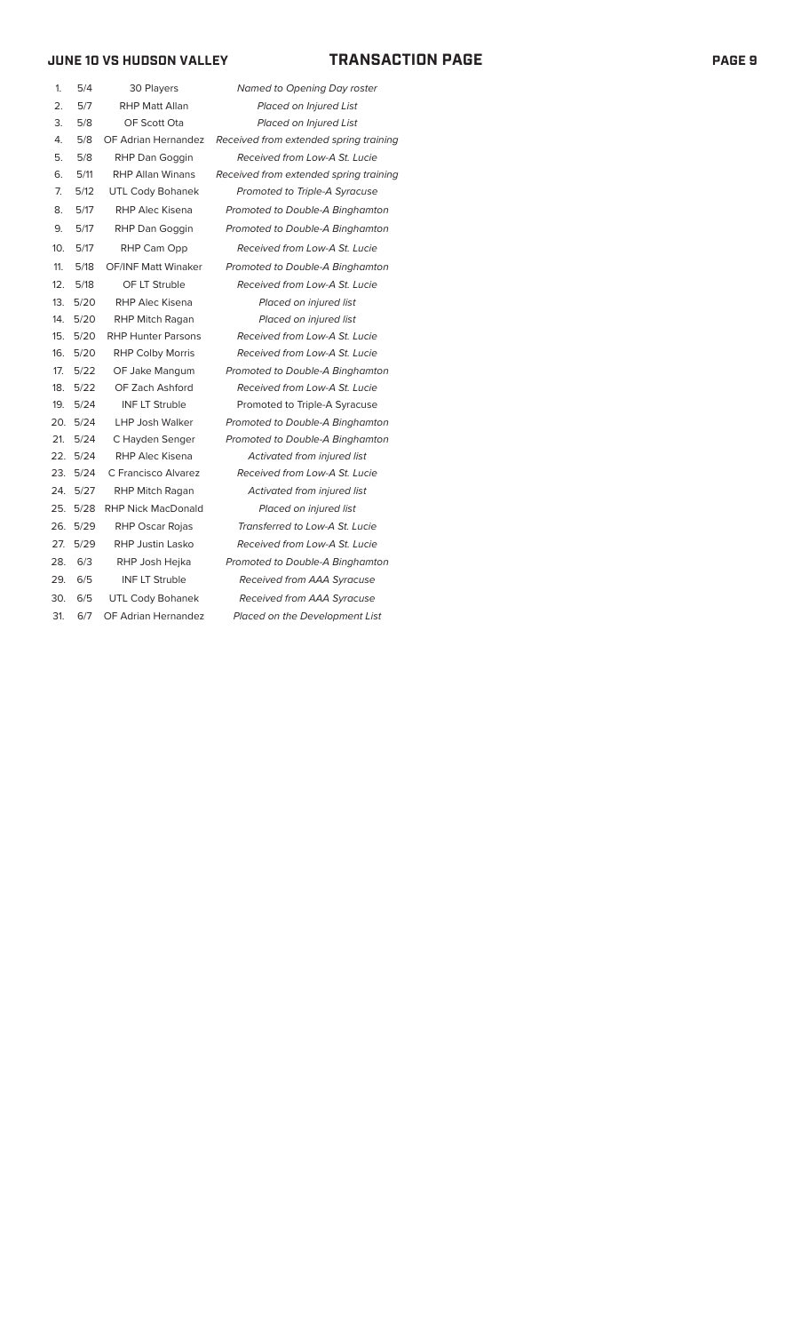## TRANSACTION PAGE

| | | | |
|---|---|---|---|
| 1. | 5/4 | 30 Players | *Named to Opening Day roster* |
| 2. | 5/7 | RHP Matt Allan | *Placed on Injured List* |
| 3. | 5/8 | OF Scott Ota | *Placed on Injured List* |
| 4. | 5/8 | OF Adrian Hernandez | *Received from extended spring training* |
| 5. | 5/8 | RHP Dan Goggin | *Received from Low-A St. Lucie* |
| 6. | 5/11 | RHP Allan Winans | *Received from extended spring training* |
| 7. | 5/12 | UTL Cody Bohanek | *Promoted to Triple-A Syracuse* |
| 8. | 5/17 | RHP Alec Kisena | *Promoted to Double-A Binghamton* |
| 9. | 5/17 | RHP Dan Goggin | *Promoted to Double-A Binghamton* |
| 10. | 5/17 | RHP Cam Opp | *Received from Low-A St. Lucie* |
| 11. | 5/18 | OF/INF Matt Winaker | *Promoted to Double-A Binghamton* |
| 12. | 5/18 | OF LT Struble | *Received from Low-A St. Lucie* |
| 13. | 5/20 | RHP Alec Kisena | *Placed on injured list* |
| 14. | 5/20 | RHP Mitch Ragan | *Placed on injured list* |
| 15. | 5/20 | RHP Hunter Parsons | *Received from Low-A St. Lucie* |
| 16. | 5/20 | RHP Colby Morris | *Received from Low-A St. Lucie* |
| 17. | 5/22 | OF Jake Mangum | *Promoted to Double-A Binghamton* |
| 18. | 5/22 | OF Zach Ashford | *Received from Low-A St. Lucie* |
| 19. | 5/24 | INF LT Struble | Promoted to Triple-A Syracuse |
| 20. | 5/24 | LHP Josh Walker | *Promoted to Double-A Binghamton* |
| 21. | 5/24 | C Hayden Senger | *Promoted to Double-A Binghamton* |
| 22. | 5/24 | RHP Alec Kisena | *Activated from injured list* |
| 23. | 5/24 | C Francisco Alvarez | *Received from Low-A St. Lucie* |
| 24. | 5/27 | RHP Mitch Ragan | *Activated from injured list* |
| 25. | 5/28 | RHP Nick MacDonald | *Placed on injured list* |
| 26. | 5/29 | RHP Oscar Rojas | *Transferred to Low-A St. Lucie* |
| 27. | 5/29 | RHP Justin Lasko | *Received from Low-A St. Lucie* |
| 28. | 6/3 | RHP Josh Hejka | *Promoted to Double-A Binghamton* |
| 29. | 6/5 | INF LT Struble | *Received from AAA Syracuse* |
| 30. | 6/5 | UTL Cody Bohanek | *Received from AAA Syracuse* |
| 31. | 6/7 | OF Adrian Hernandez | *Placed on the Development List* |